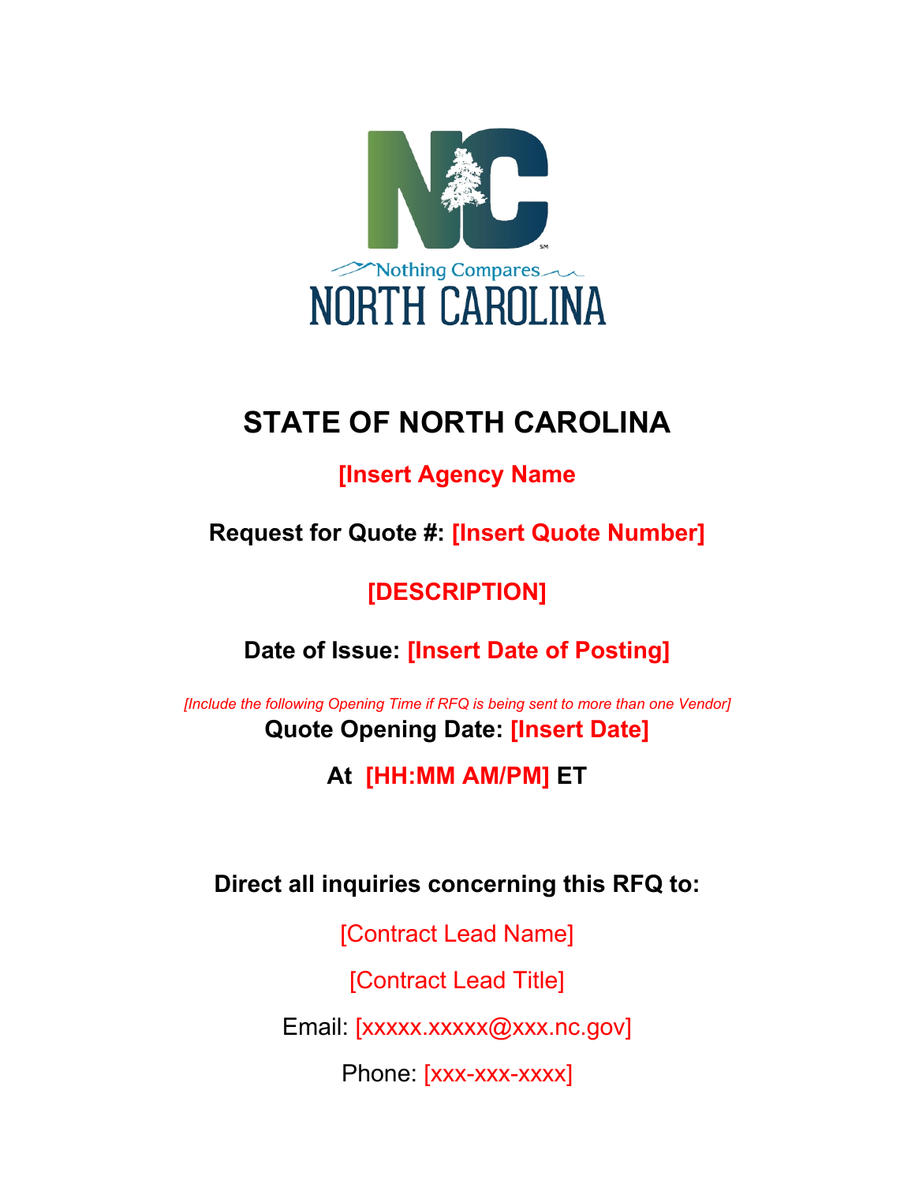# STATE OF NORTH CAROLINA

## [Insert Agency Name

**Request for Quote #: [Insert Quote Number]**

## [DESCRIPTION]

**Date of Issue: [Insert Date of Posting]**

*[Include the following Opening Time if RFQ is being sent to more than one Vendor]*

**Quote Opening Date: [Insert Date]**

**At [HH:MM AM/PM] ET**

**Direct all inquiries concerning this RFQ to:**

[Contract Lead Name]

[Contract Lead Title]

Email: [xxxxx.xxxxx@xxx.nc.gov]

Phone: [xxx-xxx-xxxx]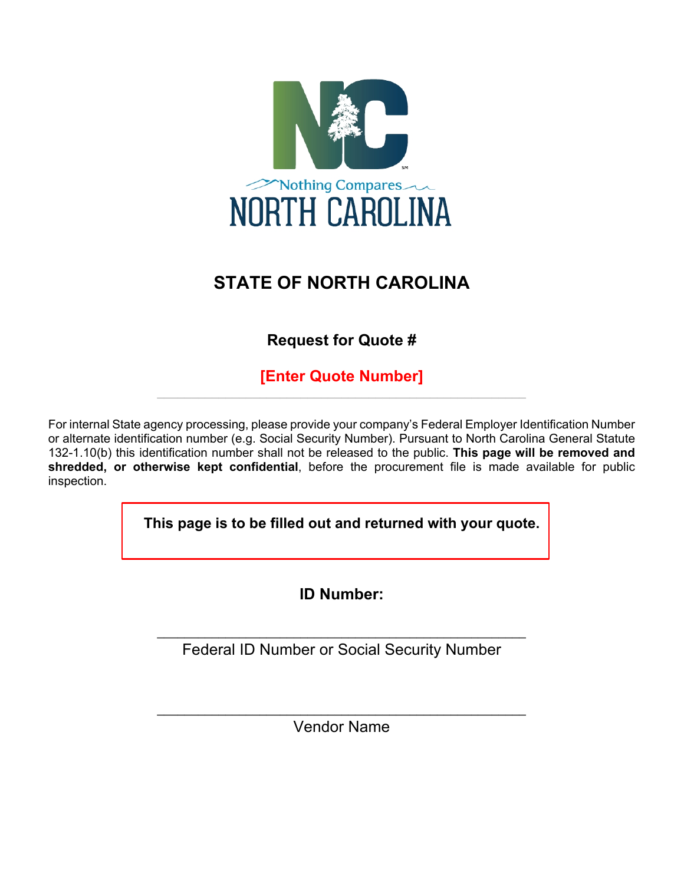Nothing Compares

NORTH CAROLINA

# STATE OF NORTH CAROLINA

## Request for Quote #

**[Enter Quote Number]**

---

For internal State agency processing, please provide your company's Federal Employer Identification Number or alternate identification number (e.g. Social Security Number). Pursuant to North Carolina General Statute 132-1.10(b) this identification number shall not be released to the public. **This page will be removed and shredded, or otherwise kept confidential**, before the procurement file is made available for public inspection.

**This page is to be filled out and returned with your quote.**

**ID Number:**

\_\_\_\_\_\_\_\_\_\_\_\_\_\_\_\_\_\_\_\_\_\_\_\_\_\_\_\_\_\_\_\_\_\_\_\_\_\_\_\_

Federal ID Number or Social Security Number

\_\_\_\_\_\_\_\_\_\_\_\_\_\_\_\_\_\_\_\_\_\_\_\_\_\_\_\_\_\_\_\_\_\_\_\_\_\_\_\_

Vendor Name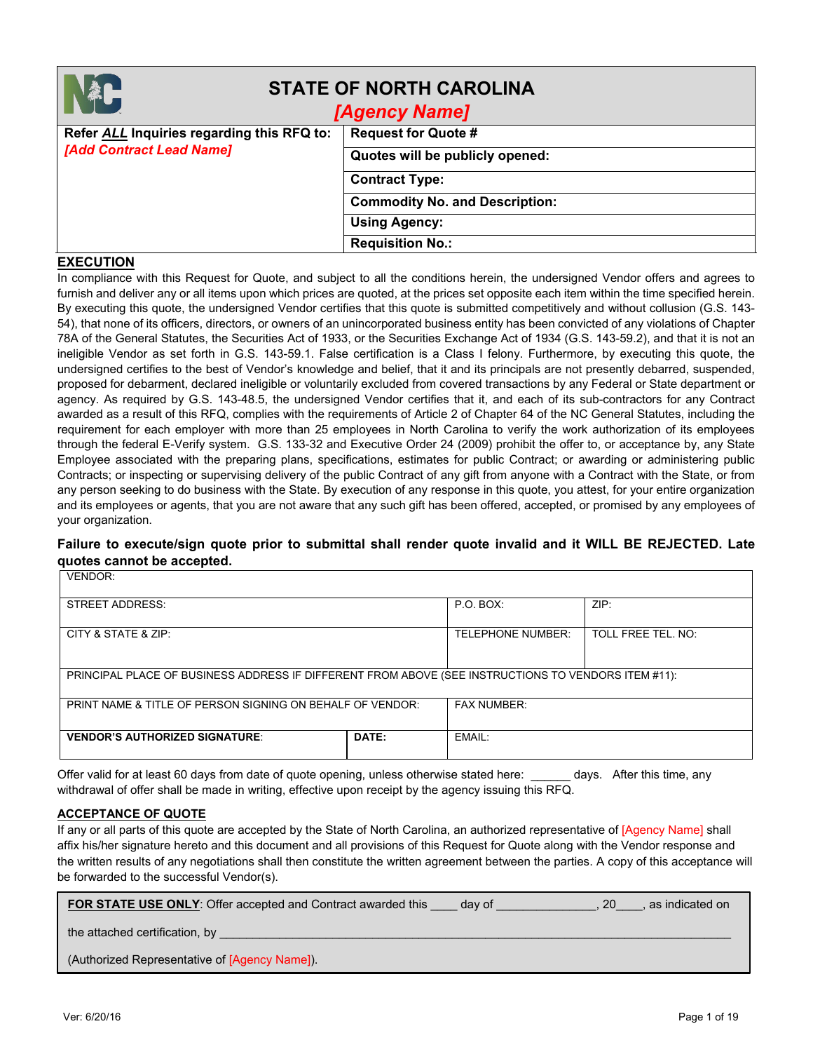# STATE OF NORTH CAROLINA

## [Agency Name]

| Refer ***ALL*** Inquiries regarding this RFQ to: | Request for Quote # |
|---|---|
| ***[Add Contract Lead Name]*** | **Quotes will be publicly opened:** |
| | **Contract Type:** |
| | **Commodity No. and Description:** |
| | **Using Agency:** |
| | **Requisition No.:** |

## EXECUTION

In compliance with this Request for Quote, and subject to all the conditions herein, the undersigned Vendor offers and agrees to furnish and deliver any or all items upon which prices are quoted, at the prices set opposite each item within the time specified herein. By executing this quote, the undersigned Vendor certifies that this quote is submitted competitively and without collusion (G.S. 143-54), that none of its officers, directors, or owners of an unincorporated business entity has been convicted of any violations of Chapter 78A of the General Statutes, the Securities Act of 1933, or the Securities Exchange Act of 1934 (G.S. 143-59.2), and that it is not an ineligible Vendor as set forth in G.S. 143-59.1. False certification is a Class I felony. Furthermore, by executing this quote, the undersigned certifies to the best of Vendor's knowledge and belief, that it and its principals are not presently debarred, suspended, proposed for debarment, declared ineligible or voluntarily excluded from covered transactions by any Federal or State department or agency. As required by G.S. 143-48.5, the undersigned Vendor certifies that it, and each of its sub-contractors for any Contract awarded as a result of this RFQ, complies with the requirements of Article 2 of Chapter 64 of the NC General Statutes, including the requirement for each employer with more than 25 employees in North Carolina to verify the work authorization of its employees through the federal E-Verify system. G.S. 133-32 and Executive Order 24 (2009) prohibit the offer to, or acceptance by, any State Employee associated with the preparing plans, specifications, estimates for public Contract; or awarding or administering public Contracts; or inspecting or supervising delivery of the public Contract of any gift from anyone with a Contract with the State, or from any person seeking to do business with the State. By execution of any response in this quote, you attest, for your entire organization and its employees or agents, that you are not aware that any such gift has been offered, accepted, or promised by any employees of your organization.

**Failure to execute/sign quote prior to submittal shall render quote invalid and it WILL BE REJECTED. Late quotes cannot be accepted.**

| VENDOR: | | | |
|---|---|---|---|
| STREET ADDRESS: | | P.O. BOX: | ZIP: |
| CITY & STATE & ZIP: | | TELEPHONE NUMBER: | TOLL FREE TEL. NO: |
| PRINCIPAL PLACE OF BUSINESS ADDRESS IF DIFFERENT FROM ABOVE (SEE INSTRUCTIONS TO VENDORS ITEM #11): | | | |
| PRINT NAME & TITLE OF PERSON SIGNING ON BEHALF OF VENDOR: | | FAX NUMBER: | |
| **VENDOR'S AUTHORIZED SIGNATURE**: | **DATE:** | EMAIL: | |

Offer valid for at least 60 days from date of quote opening, unless otherwise stated here: ______ days. After this time, any withdrawal of offer shall be made in writing, effective upon receipt by the agency issuing this RFQ.

## ACCEPTANCE OF QUOTE

If any or all parts of this quote are accepted by the State of North Carolina, an authorized representative of [Agency Name] shall affix his/her signature hereto and this document and all provisions of this Request for Quote along with the Vendor response and the written results of any negotiations shall then constitute the written agreement between the parties. A copy of this acceptance will be forwarded to the successful Vendor(s).

**FOR STATE USE ONLY**: Offer accepted and Contract awarded this ____ day of ______________, 20____, as indicated on the attached certification, by ________________________________________________________________________

(Authorized Representative of [Agency Name]).

Ver: 6/20/16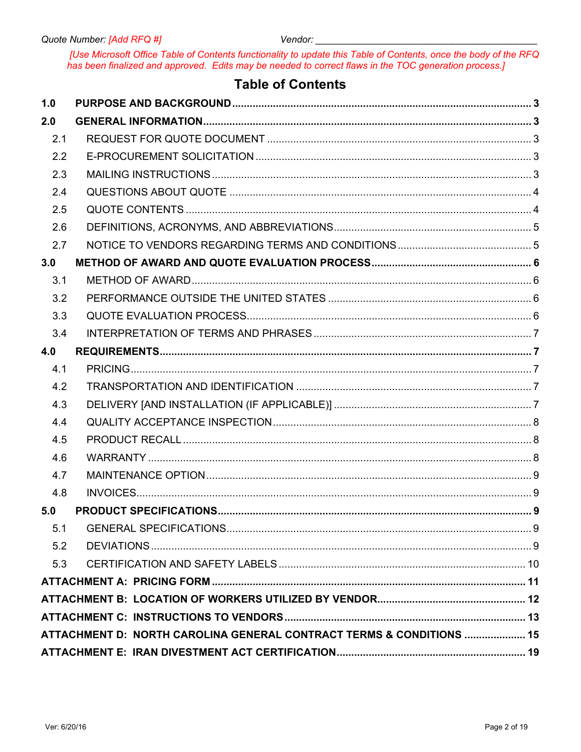Quote Number: [Add RFQ #] Vendor: ________________________________________

*[Use Microsoft Office Table of Contents functionality to update this Table of Contents, once the body of the RFQ has been finalized and approved. Edits may be needed to correct flaws in the TOC generation process.]*

# Table of Contents

**1.0 PURPOSE AND BACKGROUND ..... 3**

**2.0 GENERAL INFORMATION ..... 3**

- 2.1 REQUEST FOR QUOTE DOCUMENT ..... 3
- 2.2 E-PROCUREMENT SOLICITATION ..... 3
- 2.3 MAILING INSTRUCTIONS ..... 3
- 2.4 QUESTIONS ABOUT QUOTE ..... 4
- 2.5 QUOTE CONTENTS ..... 4
- 2.6 DEFINITIONS, ACRONYMS, AND ABBREVIATIONS ..... 5
- 2.7 NOTICE TO VENDORS REGARDING TERMS AND CONDITIONS ..... 5

**3.0 METHOD OF AWARD AND QUOTE EVALUATION PROCESS ..... 6**

- 3.1 METHOD OF AWARD ..... 6
- 3.2 PERFORMANCE OUTSIDE THE UNITED STATES ..... 6
- 3.3 QUOTE EVALUATION PROCESS ..... 6
- 3.4 INTERPRETATION OF TERMS AND PHRASES ..... 7

**4.0 REQUIREMENTS ..... 7**

- 4.1 PRICING ..... 7
- 4.2 TRANSPORTATION AND IDENTIFICATION ..... 7
- 4.3 DELIVERY [AND INSTALLATION (IF APPLICABLE)] ..... 7
- 4.4 QUALITY ACCEPTANCE INSPECTION ..... 8
- 4.5 PRODUCT RECALL ..... 8
- 4.6 WARRANTY ..... 8
- 4.7 MAINTENANCE OPTION ..... 9
- 4.8 INVOICES ..... 9

**5.0 PRODUCT SPECIFICATIONS ..... 9**

- 5.1 GENERAL SPECIFICATIONS ..... 9
- 5.2 DEVIATIONS ..... 9
- 5.3 CERTIFICATION AND SAFETY LABELS ..... 10

**ATTACHMENT A: PRICING FORM ..... 11**

**ATTACHMENT B: LOCATION OF WORKERS UTILIZED BY VENDOR ..... 12**

**ATTACHMENT C: INSTRUCTIONS TO VENDORS ..... 13**

**ATTACHMENT D: NORTH CAROLINA GENERAL CONTRACT TERMS & CONDITIONS ..... 15**

**ATTACHMENT E: IRAN DIVESTMENT ACT CERTIFICATION ..... 19**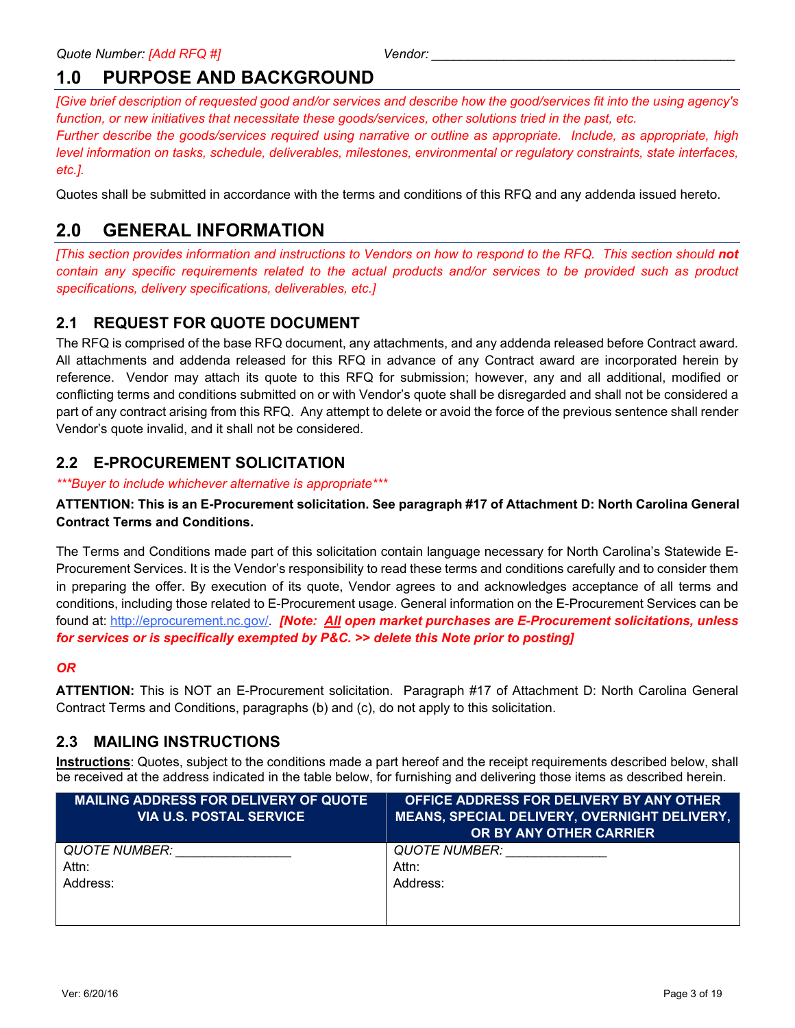Quote Number: *[Add RFQ #]* Vendor: ___________________________________________

# 1.0 PURPOSE AND BACKGROUND

*[Give brief description of requested good and/or services and describe how the good/services fit into the using agency's function, or new initiatives that necessitate these goods/services, other solutions tried in the past, etc.*
*Further describe the goods/services required using narrative or outline as appropriate. Include, as appropriate, high level information on tasks, schedule, deliverables, milestones, environmental or regulatory constraints, state interfaces, etc.].*

Quotes shall be submitted in accordance with the terms and conditions of this RFQ and any addenda issued hereto.

# 2.0 GENERAL INFORMATION

*[This section provides information and instructions to Vendors on how to respond to the RFQ. This section should **not** contain any specific requirements related to the actual products and/or services to be provided such as product specifications, delivery specifications, deliverables, etc.]*

## 2.1 REQUEST FOR QUOTE DOCUMENT

The RFQ is comprised of the base RFQ document, any attachments, and any addenda released before Contract award. All attachments and addenda released for this RFQ in advance of any Contract award are incorporated herein by reference. Vendor may attach its quote to this RFQ for submission; however, any and all additional, modified or conflicting terms and conditions submitted on or with Vendor's quote shall be disregarded and shall not be considered a part of any contract arising from this RFQ. Any attempt to delete or avoid the force of the previous sentence shall render Vendor's quote invalid, and it shall not be considered.

## 2.2 E-PROCUREMENT SOLICITATION

****Buyer to include whichever alternative is appropriate****

**ATTENTION: This is an E-Procurement solicitation. See paragraph #17 of Attachment D: North Carolina General Contract Terms and Conditions.**

The Terms and Conditions made part of this solicitation contain language necessary for North Carolina's Statewide E-Procurement Services. It is the Vendor's responsibility to read these terms and conditions carefully and to consider them in preparing the offer. By execution of its quote, Vendor agrees to and acknowledges acceptance of all terms and conditions, including those related to E-Procurement usage. General information on the E-Procurement Services can be found at: http://eprocurement.nc.gov/. ***[Note: All open market purchases are E-Procurement solicitations, unless for services or is specifically exempted by P&C. >> delete this Note prior to posting]***

***OR***

**ATTENTION:** This is NOT an E-Procurement solicitation. Paragraph #17 of Attachment D: North Carolina General Contract Terms and Conditions, paragraphs (b) and (c), do not apply to this solicitation.

## 2.3 MAILING INSTRUCTIONS

**Instructions**: Quotes, subject to the conditions made a part hereof and the receipt requirements described below, shall be received at the address indicated in the table below, for furnishing and delivering those items as described herein.

| MAILING ADDRESS FOR DELIVERY OF QUOTE VIA U.S. POSTAL SERVICE | OFFICE ADDRESS FOR DELIVERY BY ANY OTHER MEANS, SPECIAL DELIVERY, OVERNIGHT DELIVERY, OR BY ANY OTHER CARRIER |
|---|---|
| *QUOTE NUMBER:* _______________<br>Attn:<br>Address: | *QUOTE NUMBER:* _____________<br>Attn:<br>Address: |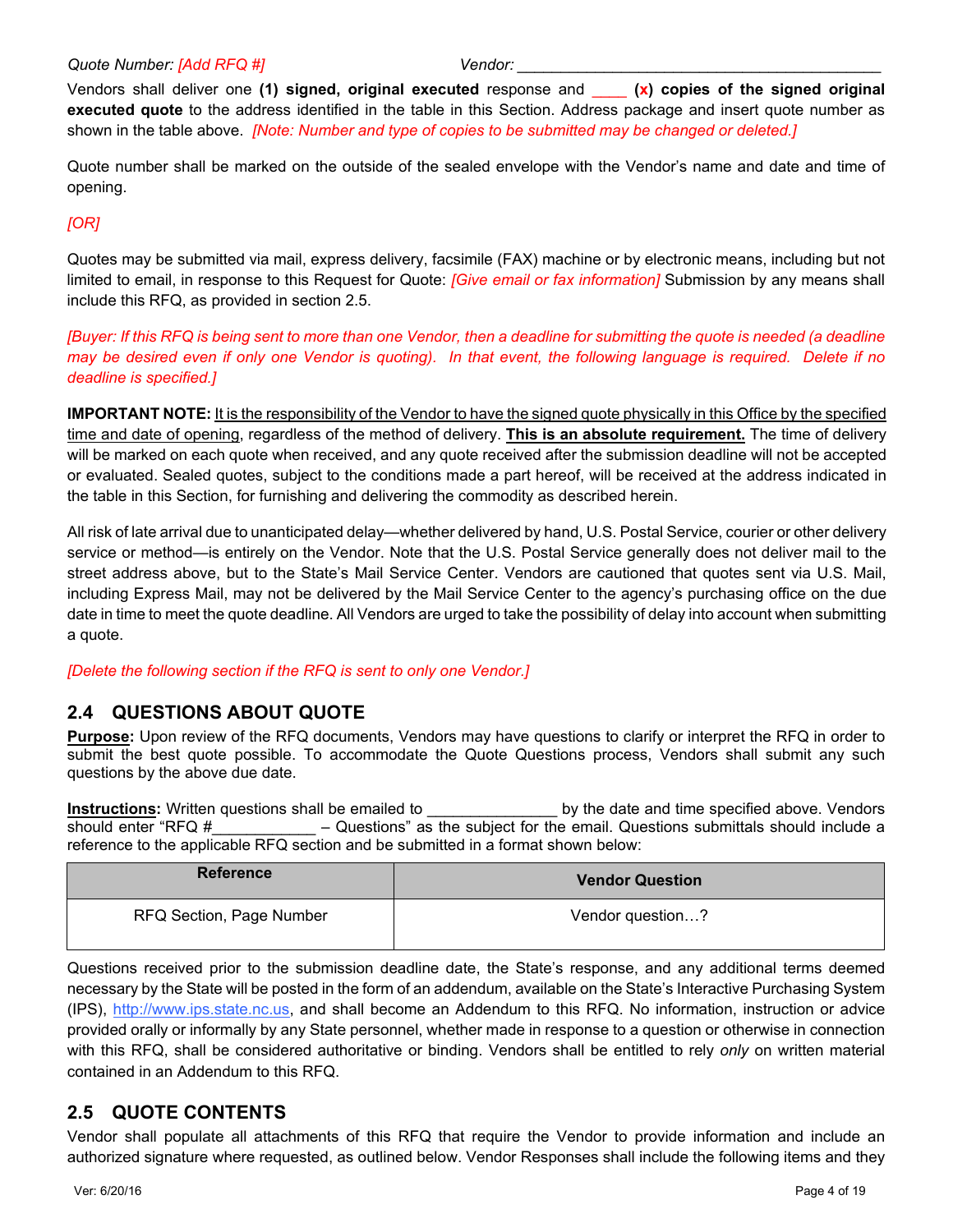Quote Number: *[Add RFQ #]* Vendor: ___________________________________________

Vendors shall deliver one **(1) signed, original executed** response and ____ **(x) copies of the signed original executed quote** to the address identified in the table in this Section. Address package and insert quote number as shown in the table above. *[Note: Number and type of copies to be submitted may be changed or deleted.]*

Quote number shall be marked on the outside of the sealed envelope with the Vendor's name and date and time of opening.

*[OR]*

Quotes may be submitted via mail, express delivery, facsimile (FAX) machine or by electronic means, including but not limited to email, in response to this Request for Quote: *[Give email or fax information]* Submission by any means shall include this RFQ, as provided in section 2.5.

*[Buyer: If this RFQ is being sent to more than one Vendor, then a deadline for submitting the quote is needed (a deadline may be desired even if only one Vendor is quoting). In that event, the following language is required. Delete if no deadline is specified.]*

**IMPORTANT NOTE:** It is the responsibility of the Vendor to have the signed quote physically in this Office by the specified time and date of opening, regardless of the method of delivery. **This is an absolute requirement.** The time of delivery will be marked on each quote when received, and any quote received after the submission deadline will not be accepted or evaluated. Sealed quotes, subject to the conditions made a part hereof, will be received at the address indicated in the table in this Section, for furnishing and delivering the commodity as described herein.

All risk of late arrival due to unanticipated delay—whether delivered by hand, U.S. Postal Service, courier or other delivery service or method—is entirely on the Vendor. Note that the U.S. Postal Service generally does not deliver mail to the street address above, but to the State's Mail Service Center. Vendors are cautioned that quotes sent via U.S. Mail, including Express Mail, may not be delivered by the Mail Service Center to the agency's purchasing office on the due date in time to meet the quote deadline. All Vendors are urged to take the possibility of delay into account when submitting a quote.

*[Delete the following section if the RFQ is sent to only one Vendor.]*

## 2.4 QUESTIONS ABOUT QUOTE

**Purpose:** Upon review of the RFQ documents, Vendors may have questions to clarify or interpret the RFQ in order to submit the best quote possible. To accommodate the Quote Questions process, Vendors shall submit any such questions by the above due date.

**Instructions:** Written questions shall be emailed to _______________ by the date and time specified above. Vendors should enter "RFQ #____________ – Questions" as the subject for the email. Questions submittals should include a reference to the applicable RFQ section and be submitted in a format shown below:

| Reference | Vendor Question |
|---|---|
| RFQ Section, Page Number | Vendor question…? |

Questions received prior to the submission deadline date, the State's response, and any additional terms deemed necessary by the State will be posted in the form of an addendum, available on the State's Interactive Purchasing System (IPS), http://www.ips.state.nc.us, and shall become an Addendum to this RFQ. No information, instruction or advice provided orally or informally by any State personnel, whether made in response to a question or otherwise in connection with this RFQ, shall be considered authoritative or binding. Vendors shall be entitled to rely *only* on written material contained in an Addendum to this RFQ.

## 2.5 QUOTE CONTENTS

Vendor shall populate all attachments of this RFQ that require the Vendor to provide information and include an authorized signature where requested, as outlined below. Vendor Responses shall include the following items and they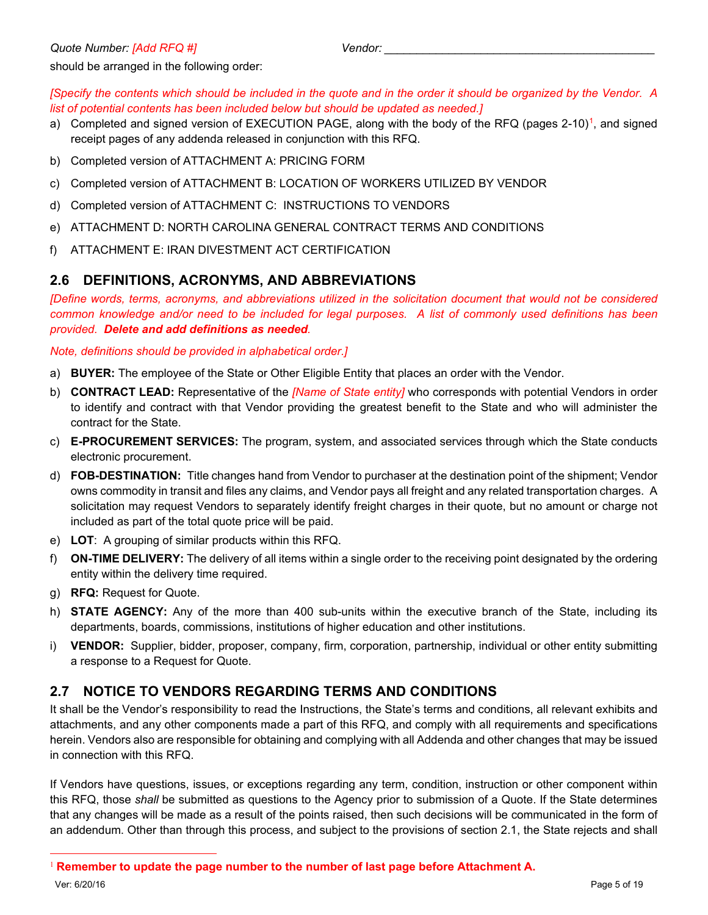should be arranged in the following order:

*[Specify the contents which should be included in the quote and in the order it should be organized by the Vendor. A list of potential contents has been included below but should be updated as needed.]*

a) Completed and signed version of EXECUTION PAGE, along with the body of the RFQ (pages 2-10)[1], and signed receipt pages of any addenda released in conjunction with this RFQ.

b) Completed version of ATTACHMENT A: PRICING FORM

c) Completed version of ATTACHMENT B: LOCATION OF WORKERS UTILIZED BY VENDOR

d) Completed version of ATTACHMENT C: INSTRUCTIONS TO VENDORS

e) ATTACHMENT D: NORTH CAROLINA GENERAL CONTRACT TERMS AND CONDITIONS

f) ATTACHMENT E: IRAN DIVESTMENT ACT CERTIFICATION

## 2.6 DEFINITIONS, ACRONYMS, AND ABBREVIATIONS

*[Define words, terms, acronyms, and abbreviations utilized in the solicitation document that would not be considered common knowledge and/or need to be included for legal purposes. A list of commonly used definitions has been provided. **Delete and add definitions as needed**.*

*Note, definitions should be provided in alphabetical order.]*

a) **BUYER:** The employee of the State or Other Eligible Entity that places an order with the Vendor.

b) **CONTRACT LEAD:** Representative of the *[Name of State entity]* who corresponds with potential Vendors in order to identify and contract with that Vendor providing the greatest benefit to the State and who will administer the contract for the State.

c) **E-PROCUREMENT SERVICES:** The program, system, and associated services through which the State conducts electronic procurement.

d) **FOB-DESTINATION:** Title changes hand from Vendor to purchaser at the destination point of the shipment; Vendor owns commodity in transit and files any claims, and Vendor pays all freight and any related transportation charges. A solicitation may request Vendors to separately identify freight charges in their quote, but no amount or charge not included as part of the total quote price will be paid.

e) **LOT**: A grouping of similar products within this RFQ.

f) **ON-TIME DELIVERY:** The delivery of all items within a single order to the receiving point designated by the ordering entity within the delivery time required.

g) **RFQ:** Request for Quote.

h) **STATE AGENCY:** Any of the more than 400 sub-units within the executive branch of the State, including its departments, boards, commissions, institutions of higher education and other institutions.

i) **VENDOR:** Supplier, bidder, proposer, company, firm, corporation, partnership, individual or other entity submitting a response to a Request for Quote.

## 2.7 NOTICE TO VENDORS REGARDING TERMS AND CONDITIONS

It shall be the Vendor's responsibility to read the Instructions, the State's terms and conditions, all relevant exhibits and attachments, and any other components made a part of this RFQ, and comply with all requirements and specifications herein. Vendors also are responsible for obtaining and complying with all Addenda and other changes that may be issued in connection with this RFQ.

If Vendors have questions, issues, or exceptions regarding any term, condition, instruction or other component within this RFQ, those *shall* be submitted as questions to the Agency prior to submission of a Quote. If the State determines that any changes will be made as a result of the points raised, then such decisions will be communicated in the form of an addendum. Other than through this process, and subject to the provisions of section 2.1, the State rejects and shall

[1] **Remember to update the page number to the number of last page before Attachment A.**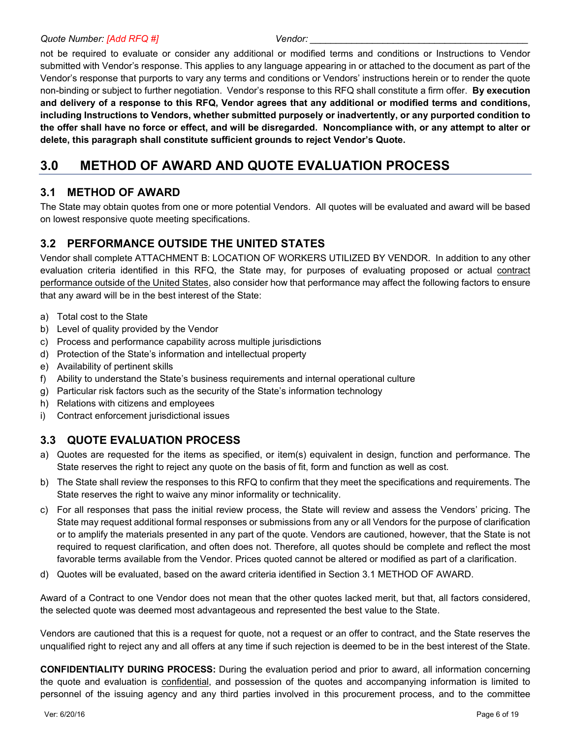not be required to evaluate or consider any additional or modified terms and conditions or Instructions to Vendor submitted with Vendor's response. This applies to any language appearing in or attached to the document as part of the Vendor's response that purports to vary any terms and conditions or Vendors' instructions herein or to render the quote non-binding or subject to further negotiation. Vendor's response to this RFQ shall constitute a firm offer. **By execution and delivery of a response to this RFQ, Vendor agrees that any additional or modified terms and conditions, including Instructions to Vendors, whether submitted purposely or inadvertently, or any purported condition to the offer shall have no force or effect, and will be disregarded. Noncompliance with, or any attempt to alter or delete, this paragraph shall constitute sufficient grounds to reject Vendor's Quote.**

# 3.0 METHOD OF AWARD AND QUOTE EVALUATION PROCESS

## 3.1 METHOD OF AWARD

The State may obtain quotes from one or more potential Vendors. All quotes will be evaluated and award will be based on lowest responsive quote meeting specifications.

## 3.2 PERFORMANCE OUTSIDE THE UNITED STATES

Vendor shall complete ATTACHMENT B: LOCATION OF WORKERS UTILIZED BY VENDOR. In addition to any other evaluation criteria identified in this RFQ, the State may, for purposes of evaluating proposed or actual contract performance outside of the United States, also consider how that performance may affect the following factors to ensure that any award will be in the best interest of the State:

a) Total cost to the State
b) Level of quality provided by the Vendor
c) Process and performance capability across multiple jurisdictions
d) Protection of the State's information and intellectual property
e) Availability of pertinent skills
f) Ability to understand the State's business requirements and internal operational culture
g) Particular risk factors such as the security of the State's information technology
h) Relations with citizens and employees
i) Contract enforcement jurisdictional issues

## 3.3 QUOTE EVALUATION PROCESS

a) Quotes are requested for the items as specified, or item(s) equivalent in design, function and performance. The State reserves the right to reject any quote on the basis of fit, form and function as well as cost.
b) The State shall review the responses to this RFQ to confirm that they meet the specifications and requirements. The State reserves the right to waive any minor informality or technicality.
c) For all responses that pass the initial review process, the State will review and assess the Vendors' pricing. The State may request additional formal responses or submissions from any or all Vendors for the purpose of clarification or to amplify the materials presented in any part of the quote. Vendors are cautioned, however, that the State is not required to request clarification, and often does not. Therefore, all quotes should be complete and reflect the most favorable terms available from the Vendor. Prices quoted cannot be altered or modified as part of a clarification.
d) Quotes will be evaluated, based on the award criteria identified in Section 3.1 METHOD OF AWARD.

Award of a Contract to one Vendor does not mean that the other quotes lacked merit, but that, all factors considered, the selected quote was deemed most advantageous and represented the best value to the State.

Vendors are cautioned that this is a request for quote, not a request or an offer to contract, and the State reserves the unqualified right to reject any and all offers at any time if such rejection is deemed to be in the best interest of the State.

**CONFIDENTIALITY DURING PROCESS:** During the evaluation period and prior to award, all information concerning the quote and evaluation is confidential, and possession of the quotes and accompanying information is limited to personnel of the issuing agency and any third parties involved in this procurement process, and to the committee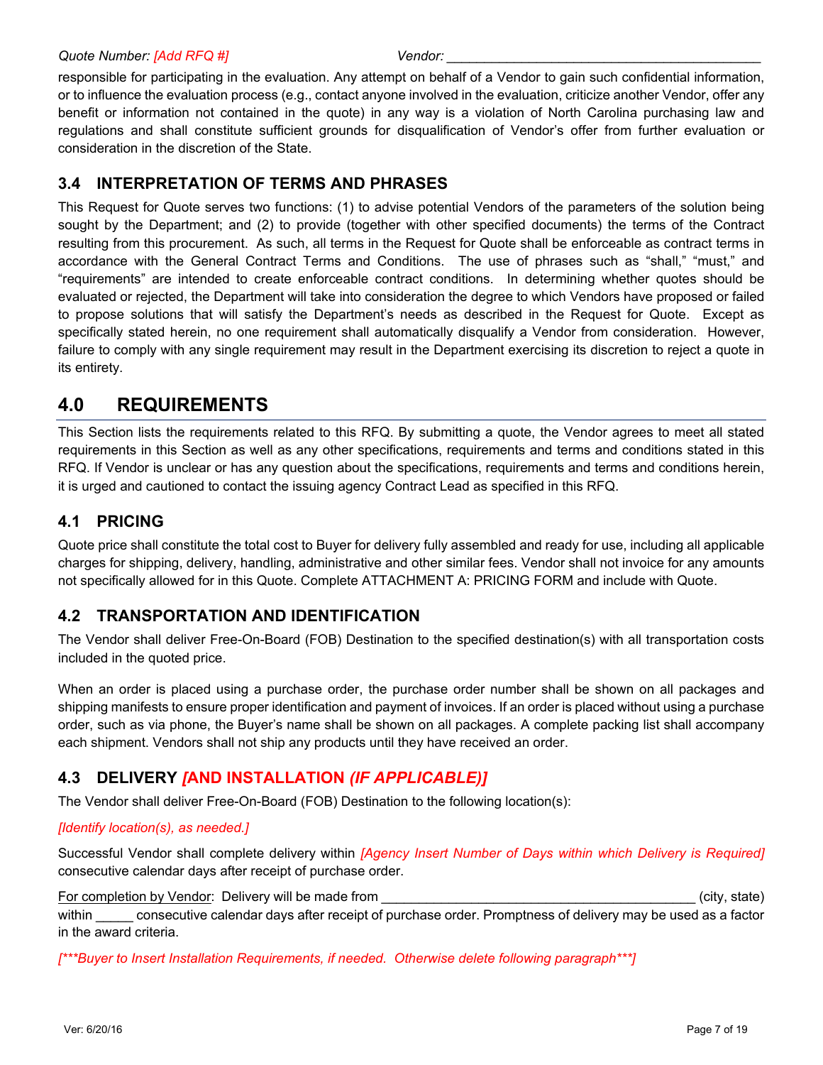responsible for participating in the evaluation. Any attempt on behalf of a Vendor to gain such confidential information, or to influence the evaluation process (e.g., contact anyone involved in the evaluation, criticize another Vendor, offer any benefit or information not contained in the quote) in any way is a violation of North Carolina purchasing law and regulations and shall constitute sufficient grounds for disqualification of Vendor's offer from further evaluation or consideration in the discretion of the State.

## 3.4 INTERPRETATION OF TERMS AND PHRASES

This Request for Quote serves two functions: (1) to advise potential Vendors of the parameters of the solution being sought by the Department; and (2) to provide (together with other specified documents) the terms of the Contract resulting from this procurement. As such, all terms in the Request for Quote shall be enforceable as contract terms in accordance with the General Contract Terms and Conditions. The use of phrases such as "shall," "must," and "requirements" are intended to create enforceable contract conditions. In determining whether quotes should be evaluated or rejected, the Department will take into consideration the degree to which Vendors have proposed or failed to propose solutions that will satisfy the Department's needs as described in the Request for Quote. Except as specifically stated herein, no one requirement shall automatically disqualify a Vendor from consideration. However, failure to comply with any single requirement may result in the Department exercising its discretion to reject a quote in its entirety.

# 4.0 REQUIREMENTS

This Section lists the requirements related to this RFQ. By submitting a quote, the Vendor agrees to meet all stated requirements in this Section as well as any other specifications, requirements and terms and conditions stated in this RFQ. If Vendor is unclear or has any question about the specifications, requirements and terms and conditions herein, it is urged and cautioned to contact the issuing agency Contract Lead as specified in this RFQ.

## 4.1 PRICING

Quote price shall constitute the total cost to Buyer for delivery fully assembled and ready for use, including all applicable charges for shipping, delivery, handling, administrative and other similar fees. Vendor shall not invoice for any amounts not specifically allowed for in this Quote. Complete ATTACHMENT A: PRICING FORM and include with Quote.

## 4.2 TRANSPORTATION AND IDENTIFICATION

The Vendor shall deliver Free-On-Board (FOB) Destination to the specified destination(s) with all transportation costs included in the quoted price.

When an order is placed using a purchase order, the purchase order number shall be shown on all packages and shipping manifests to ensure proper identification and payment of invoices. If an order is placed without using a purchase order, such as via phone, the Buyer's name shall be shown on all packages. A complete packing list shall accompany each shipment. Vendors shall not ship any products until they have received an order.

## 4.3 DELIVERY *[AND INSTALLATION (IF APPLICABLE)]*

The Vendor shall deliver Free-On-Board (FOB) Destination to the following location(s):

*[Identify location(s), as needed.]*

Successful Vendor shall complete delivery within *[Agency Insert Number of Days within which Delivery is Required]* consecutive calendar days after receipt of purchase order.

For completion by Vendor: Delivery will be made from __________________________________________ (city, state) within _____ consecutive calendar days after receipt of purchase order. Promptness of delivery may be used as a factor in the award criteria.

*[\*\*\*Buyer to Insert Installation Requirements, if needed. Otherwise delete following paragraph\*\*\*]*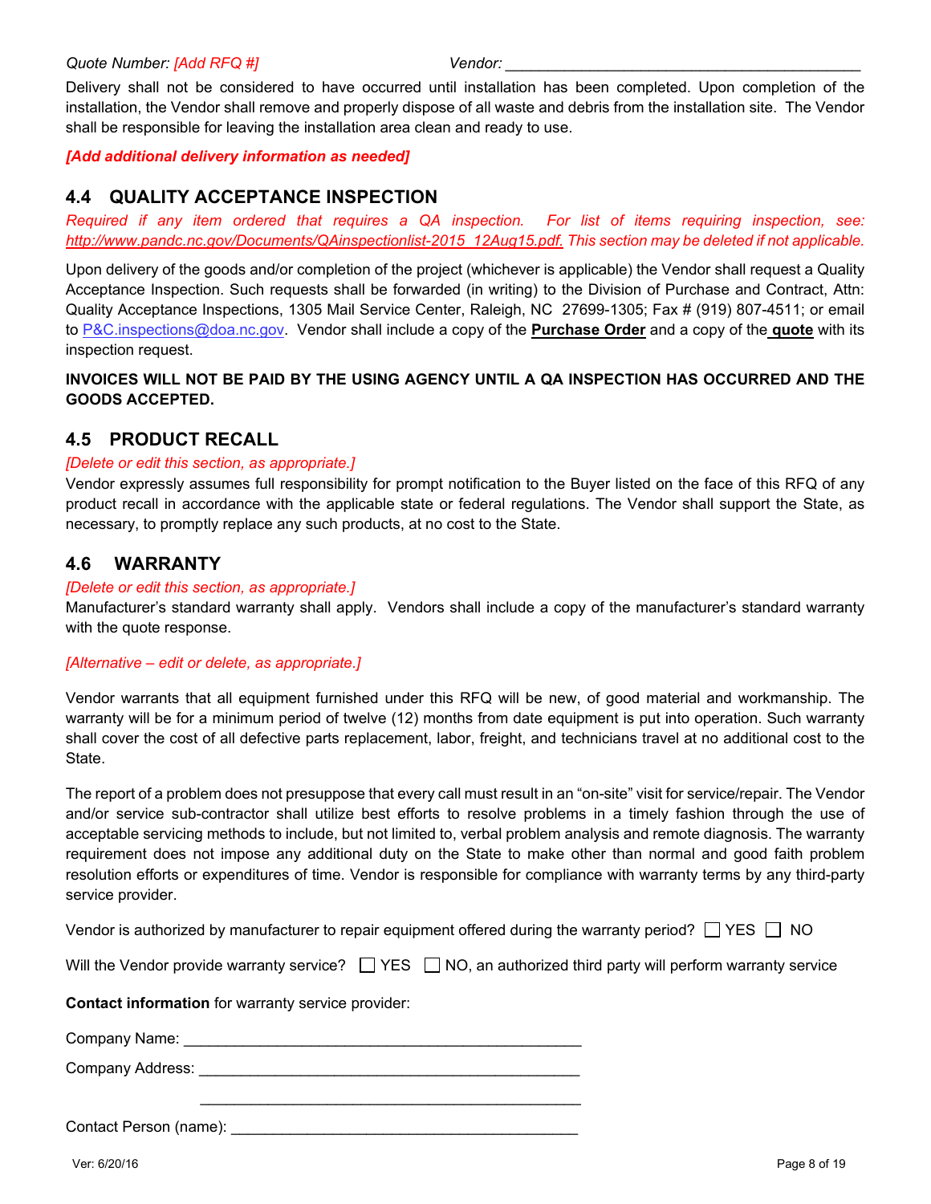Quote Number: *[Add RFQ #]* Vendor: ___________________________________________

Delivery shall not be considered to have occurred until installation has been completed. Upon completion of the installation, the Vendor shall remove and properly dispose of all waste and debris from the installation site. The Vendor shall be responsible for leaving the installation area clean and ready to use.

***[Add additional delivery information as needed]***

## 4.4 QUALITY ACCEPTANCE INSPECTION

*Required if any item ordered that requires a QA inspection. For list of items requiring inspection, see: http://www.pandc.nc.gov/Documents/QAinspectionlist-2015_12Aug15.pdf. This section may be deleted if not applicable.*

Upon delivery of the goods and/or completion of the project (whichever is applicable) the Vendor shall request a Quality Acceptance Inspection. Such requests shall be forwarded (in writing) to the Division of Purchase and Contract, Attn: Quality Acceptance Inspections, 1305 Mail Service Center, Raleigh, NC 27699-1305; Fax # (919) 807-4511; or email to P&C.inspections@doa.nc.gov. Vendor shall include a copy of the **Purchase Order** and a copy of the **quote** with its inspection request.

**INVOICES WILL NOT BE PAID BY THE USING AGENCY UNTIL A QA INSPECTION HAS OCCURRED AND THE GOODS ACCEPTED.**

## 4.5 PRODUCT RECALL

*[Delete or edit this section, as appropriate.]*

Vendor expressly assumes full responsibility for prompt notification to the Buyer listed on the face of this RFQ of any product recall in accordance with the applicable state or federal regulations. The Vendor shall support the State, as necessary, to promptly replace any such products, at no cost to the State.

## 4.6 WARRANTY

*[Delete or edit this section, as appropriate.]*

Manufacturer's standard warranty shall apply. Vendors shall include a copy of the manufacturer's standard warranty with the quote response.

*[Alternative – edit or delete, as appropriate.]*

Vendor warrants that all equipment furnished under this RFQ will be new, of good material and workmanship. The warranty will be for a minimum period of twelve (12) months from date equipment is put into operation. Such warranty shall cover the cost of all defective parts replacement, labor, freight, and technicians travel at no additional cost to the State.

The report of a problem does not presuppose that every call must result in an "on-site" visit for service/repair. The Vendor and/or service sub-contractor shall utilize best efforts to resolve problems in a timely fashion through the use of acceptable servicing methods to include, but not limited to, verbal problem analysis and remote diagnosis. The warranty requirement does not impose any additional duty on the State to make other than normal and good faith problem resolution efforts or expenditures of time. Vendor is responsible for compliance with warranty terms by any third-party service provider.

Vendor is authorized by manufacturer to repair equipment offered during the warranty period? ☐ YES ☐ NO

Will the Vendor provide warranty service? ☐ YES ☐ NO, an authorized third party will perform warranty service

**Contact information** for warranty service provider:

Company Name: ______________________________________________

Company Address: ____________________________________________

____________________________________________

Contact Person (name): ________________________________________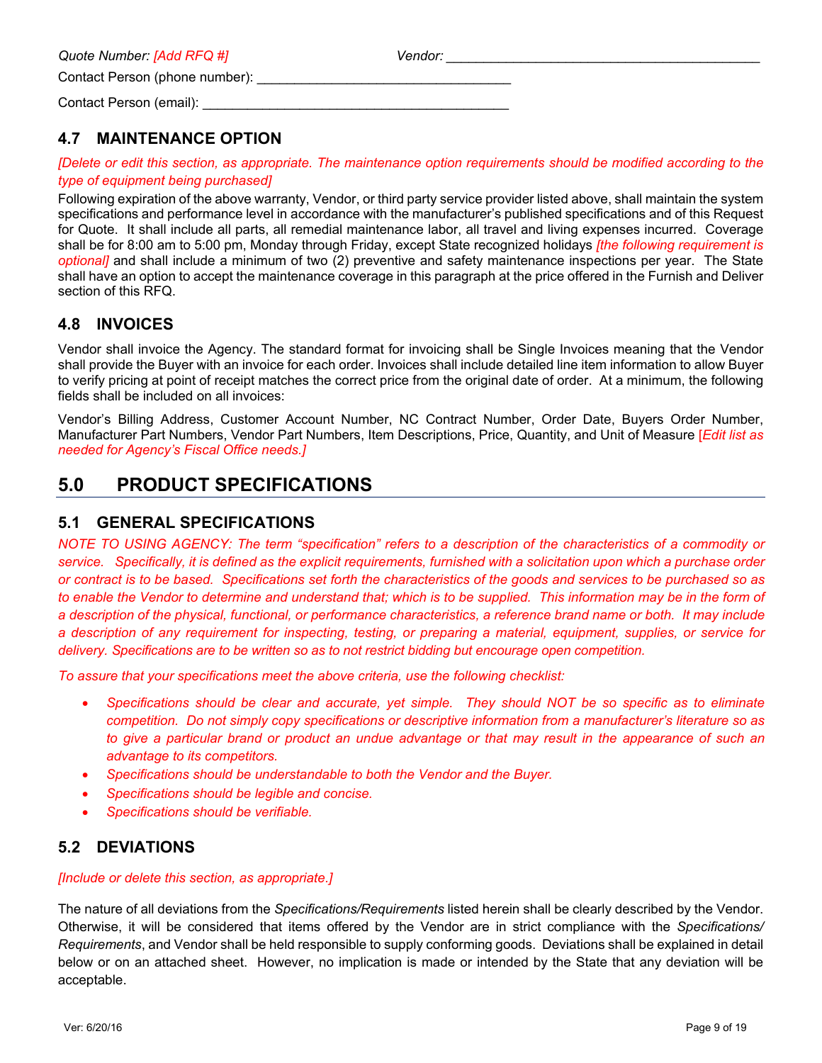*Quote Number: [Add RFQ #]* *Vendor:* ___________________________________________

Contact Person (phone number): __________________________________

Contact Person (email): _________________________________________

## 4.7 MAINTENANCE OPTION

*[Delete or edit this section, as appropriate. The maintenance option requirements should be modified according to the type of equipment being purchased]*

Following expiration of the above warranty, Vendor, or third party service provider listed above, shall maintain the system specifications and performance level in accordance with the manufacturer's published specifications and of this Request for Quote. It shall include all parts, all remedial maintenance labor, all travel and living expenses incurred. Coverage shall be for 8:00 am to 5:00 pm, Monday through Friday, except State recognized holidays *[the following requirement is optional]* and shall include a minimum of two (2) preventive and safety maintenance inspections per year. The State shall have an option to accept the maintenance coverage in this paragraph at the price offered in the Furnish and Deliver section of this RFQ.

## 4.8 INVOICES

Vendor shall invoice the Agency. The standard format for invoicing shall be Single Invoices meaning that the Vendor shall provide the Buyer with an invoice for each order. Invoices shall include detailed line item information to allow Buyer to verify pricing at point of receipt matches the correct price from the original date of order. At a minimum, the following fields shall be included on all invoices:

Vendor's Billing Address, Customer Account Number, NC Contract Number, Order Date, Buyers Order Number, Manufacturer Part Numbers, Vendor Part Numbers, Item Descriptions, Price, Quantity, and Unit of Measure [*Edit list as needed for Agency's Fiscal Office needs.]*

# 5.0 PRODUCT SPECIFICATIONS

## 5.1 GENERAL SPECIFICATIONS

*NOTE TO USING AGENCY: The term "specification" refers to a description of the characteristics of a commodity or service. Specifically, it is defined as the explicit requirements, furnished with a solicitation upon which a purchase order or contract is to be based. Specifications set forth the characteristics of the goods and services to be purchased so as to enable the Vendor to determine and understand that; which is to be supplied. This information may be in the form of a description of the physical, functional, or performance characteristics, a reference brand name or both. It may include a description of any requirement for inspecting, testing, or preparing a material, equipment, supplies, or service for delivery. Specifications are to be written so as to not restrict bidding but encourage open competition.*

*To assure that your specifications meet the above criteria, use the following checklist:*

- *Specifications should be clear and accurate, yet simple. They should NOT be so specific as to eliminate competition. Do not simply copy specifications or descriptive information from a manufacturer's literature so as to give a particular brand or product an undue advantage or that may result in the appearance of such an advantage to its competitors.*
- *Specifications should be understandable to both the Vendor and the Buyer.*
- *Specifications should be legible and concise.*
- *Specifications should be verifiable.*

## 5.2 DEVIATIONS

*[Include or delete this section, as appropriate.]*

The nature of all deviations from the *Specifications/Requirements* listed herein shall be clearly described by the Vendor. Otherwise, it will be considered that items offered by the Vendor are in strict compliance with the *Specifications/ Requirements*, and Vendor shall be held responsible to supply conforming goods. Deviations shall be explained in detail below or on an attached sheet. However, no implication is made or intended by the State that any deviation will be acceptable.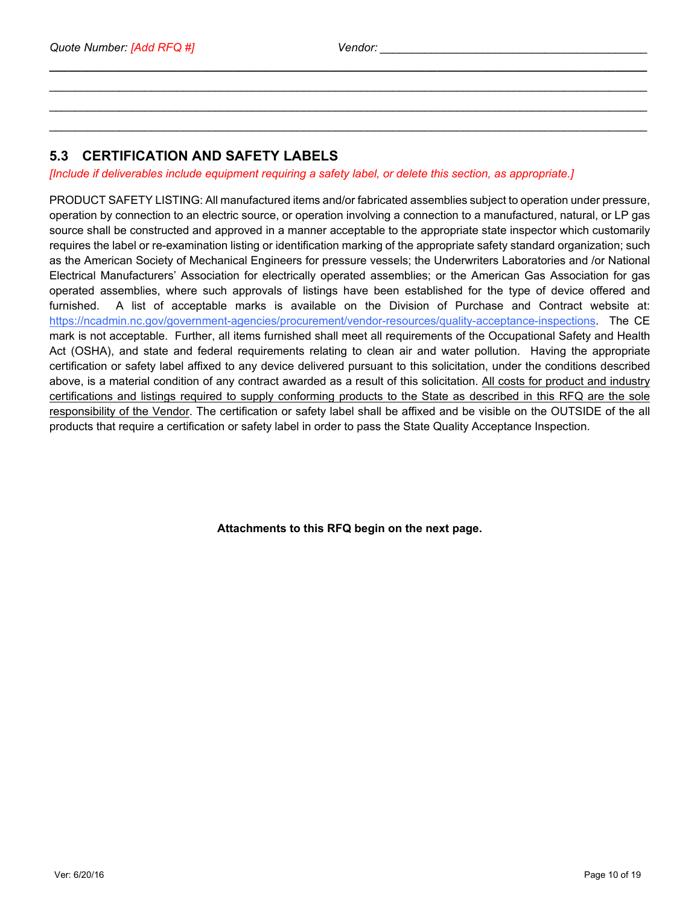Quote Number: *[Add RFQ #]* Vendor: ________________________________________

_____________________________________________________________________________________

_____________________________________________________________________________________

_____________________________________________________________________________________

## 5.3 CERTIFICATION AND SAFETY LABELS

*[Include if deliverables include equipment requiring a safety label, or delete this section, as appropriate.]*

PRODUCT SAFETY LISTING: All manufactured items and/or fabricated assemblies subject to operation under pressure, operation by connection to an electric source, or operation involving a connection to a manufactured, natural, or LP gas source shall be constructed and approved in a manner acceptable to the appropriate state inspector which customarily requires the label or re-examination listing or identification marking of the appropriate safety standard organization; such as the American Society of Mechanical Engineers for pressure vessels; the Underwriters Laboratories and /or National Electrical Manufacturers' Association for electrically operated assemblies; or the American Gas Association for gas operated assemblies, where such approvals of listings have been established for the type of device offered and furnished. A list of acceptable marks is available on the Division of Purchase and Contract website at: https://ncadmin.nc.gov/government-agencies/procurement/vendor-resources/quality-acceptance-inspections. The CE mark is not acceptable. Further, all items furnished shall meet all requirements of the Occupational Safety and Health Act (OSHA), and state and federal requirements relating to clean air and water pollution. Having the appropriate certification or safety label affixed to any device delivered pursuant to this solicitation, under the conditions described above, is a material condition of any contract awarded as a result of this solicitation. <u>All costs for product and industry certifications and listings required to supply conforming products to the State as described in this RFQ are the sole responsibility of the Vendor</u>. The certification or safety label shall be affixed and be visible on the OUTSIDE of the all products that require a certification or safety label in order to pass the State Quality Acceptance Inspection.

**Attachments to this RFQ begin on the next page.**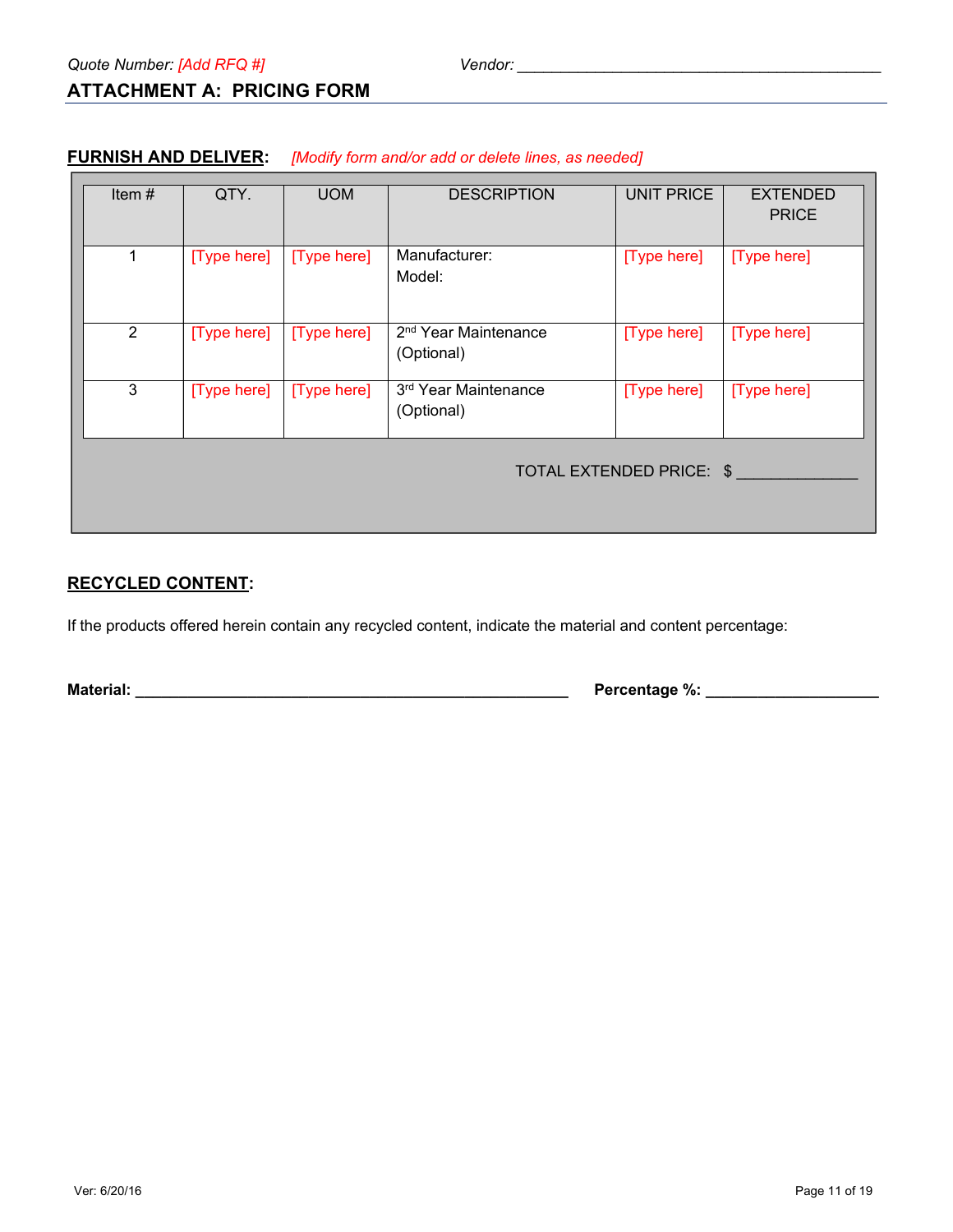Quote Number: *[Add RFQ #]* Vendor: ___________________________________________

## ATTACHMENT A: PRICING FORM

**FURNISH AND DELIVER:** *[Modify form and/or add or delete lines, as needed]*

| Item # | QTY. | UOM | DESCRIPTION | UNIT PRICE | EXTENDED PRICE |
|---|---|---|---|---|---|
| 1 | [Type here] | [Type here] | Manufacturer:<br>Model: | [Type here] | [Type here] |
| 2 | [Type here] | [Type here] | 2nd Year Maintenance (Optional) | [Type here] | [Type here] |
| 3 | [Type here] | [Type here] | 3rd Year Maintenance (Optional) | [Type here] | [Type here] |

TOTAL EXTENDED PRICE: $ ______________

**RECYCLED CONTENT:**

If the products offered herein contain any recycled content, indicate the material and content percentage:

**Material:** ____________________________________________________ **Percentage %:** ____________________

Ver: 6/20/16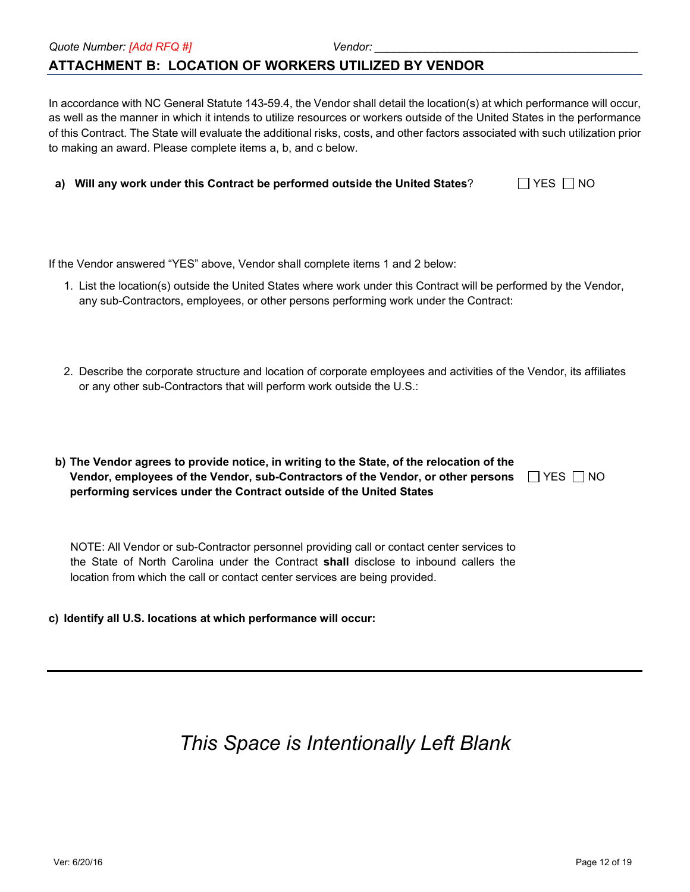Quote Number: [Add RFQ #] Vendor: ________________________________________

## ATTACHMENT B: LOCATION OF WORKERS UTILIZED BY VENDOR

In accordance with NC General Statute 143-59.4, the Vendor shall detail the location(s) at which performance will occur, as well as the manner in which it intends to utilize resources or workers outside of the United States in the performance of this Contract. The State will evaluate the additional risks, costs, and other factors associated with such utilization prior to making an award. Please complete items a, b, and c below.

**a) Will any work under this Contract be performed outside the United States**? ☐ YES ☐ NO

If the Vendor answered "YES" above, Vendor shall complete items 1 and 2 below:

1. List the location(s) outside the United States where work under this Contract will be performed by the Vendor, any sub-Contractors, employees, or other persons performing work under the Contract:

2. Describe the corporate structure and location of corporate employees and activities of the Vendor, its affiliates or any other sub-Contractors that will perform work outside the U.S.:

**b) The Vendor agrees to provide notice, in writing to the State, of the relocation of the Vendor, employees of the Vendor, sub-Contractors of the Vendor, or other persons performing services under the Contract outside of the United States** ☐ YES ☐ NO

NOTE: All Vendor or sub-Contractor personnel providing call or contact center services to the State of North Carolina under the Contract **shall** disclose to inbound callers the location from which the call or contact center services are being provided.

**c) Identify all U.S. locations at which performance will occur:**

---

*This Space is Intentionally Left Blank*

Ver: 6/20/16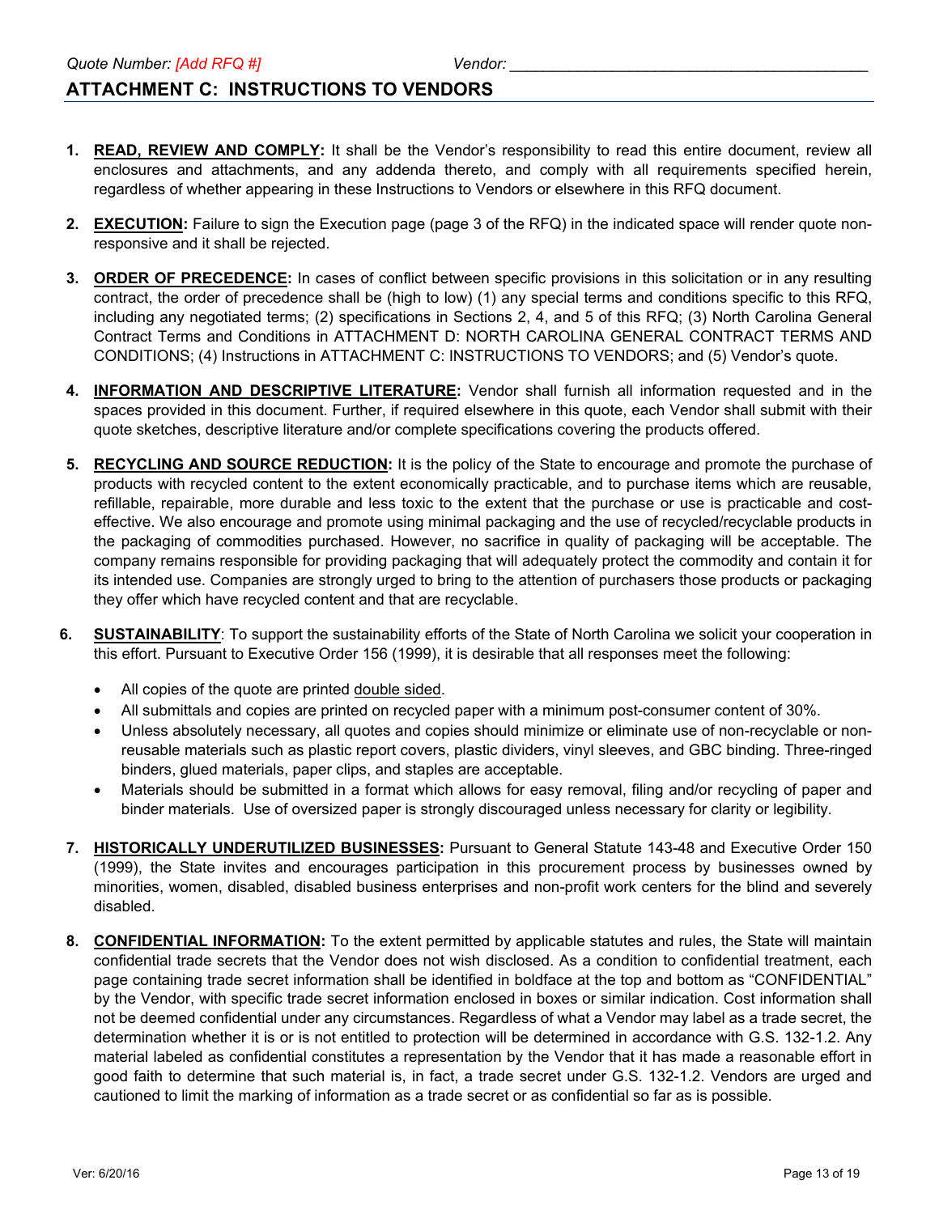Quote Number: [Add RFQ #] Vendor: ___________________________________________

## ATTACHMENT C: INSTRUCTIONS TO VENDORS

1. **READ, REVIEW AND COMPLY:** It shall be the Vendor's responsibility to read this entire document, review all enclosures and attachments, and any addenda thereto, and comply with all requirements specified herein, regardless of whether appearing in these Instructions to Vendors or elsewhere in this RFQ document.

2. **EXECUTION:** Failure to sign the Execution page (page 3 of the RFQ) in the indicated space will render quote non-responsive and it shall be rejected.

3. **ORDER OF PRECEDENCE:** In cases of conflict between specific provisions in this solicitation or in any resulting contract, the order of precedence shall be (high to low) (1) any special terms and conditions specific to this RFQ, including any negotiated terms; (2) specifications in Sections 2, 4, and 5 of this RFQ; (3) North Carolina General Contract Terms and Conditions in ATTACHMENT D: NORTH CAROLINA GENERAL CONTRACT TERMS AND CONDITIONS; (4) Instructions in ATTACHMENT C: INSTRUCTIONS TO VENDORS; and (5) Vendor's quote.

4. **INFORMATION AND DESCRIPTIVE LITERATURE:** Vendor shall furnish all information requested and in the spaces provided in this document. Further, if required elsewhere in this quote, each Vendor shall submit with their quote sketches, descriptive literature and/or complete specifications covering the products offered.

5. **RECYCLING AND SOURCE REDUCTION:** It is the policy of the State to encourage and promote the purchase of products with recycled content to the extent economically practicable, and to purchase items which are reusable, refillable, repairable, more durable and less toxic to the extent that the purchase or use is practicable and cost-effective. We also encourage and promote using minimal packaging and the use of recycled/recyclable products in the packaging of commodities purchased. However, no sacrifice in quality of packaging will be acceptable. The company remains responsible for providing packaging that will adequately protect the commodity and contain it for its intended use. Companies are strongly urged to bring to the attention of purchasers those products or packaging they offer which have recycled content and that are recyclable.

6. **SUSTAINABILITY**: To support the sustainability efforts of the State of North Carolina we solicit your cooperation in this effort. Pursuant to Executive Order 156 (1999), it is desirable that all responses meet the following:

   - All copies of the quote are printed double sided.
   - All submittals and copies are printed on recycled paper with a minimum post-consumer content of 30%.
   - Unless absolutely necessary, all quotes and copies should minimize or eliminate use of non-recyclable or non-reusable materials such as plastic report covers, plastic dividers, vinyl sleeves, and GBC binding. Three-ringed binders, glued materials, paper clips, and staples are acceptable.
   - Materials should be submitted in a format which allows for easy removal, filing and/or recycling of paper and binder materials. Use of oversized paper is strongly discouraged unless necessary for clarity or legibility.

7. **HISTORICALLY UNDERUTILIZED BUSINESSES:** Pursuant to General Statute 143-48 and Executive Order 150 (1999), the State invites and encourages participation in this procurement process by businesses owned by minorities, women, disabled, disabled business enterprises and non-profit work centers for the blind and severely disabled.

8. **CONFIDENTIAL INFORMATION:** To the extent permitted by applicable statutes and rules, the State will maintain confidential trade secrets that the Vendor does not wish disclosed. As a condition to confidential treatment, each page containing trade secret information shall be identified in boldface at the top and bottom as "CONFIDENTIAL" by the Vendor, with specific trade secret information enclosed in boxes or similar indication. Cost information shall not be deemed confidential under any circumstances. Regardless of what a Vendor may label as a trade secret, the determination whether it is or is not entitled to protection will be determined in accordance with G.S. 132-1.2. Any material labeled as confidential constitutes a representation by the Vendor that it has made a reasonable effort in good faith to determine that such material is, in fact, a trade secret under G.S. 132-1.2. Vendors are urged and cautioned to limit the marking of information as a trade secret or as confidential so far as is possible.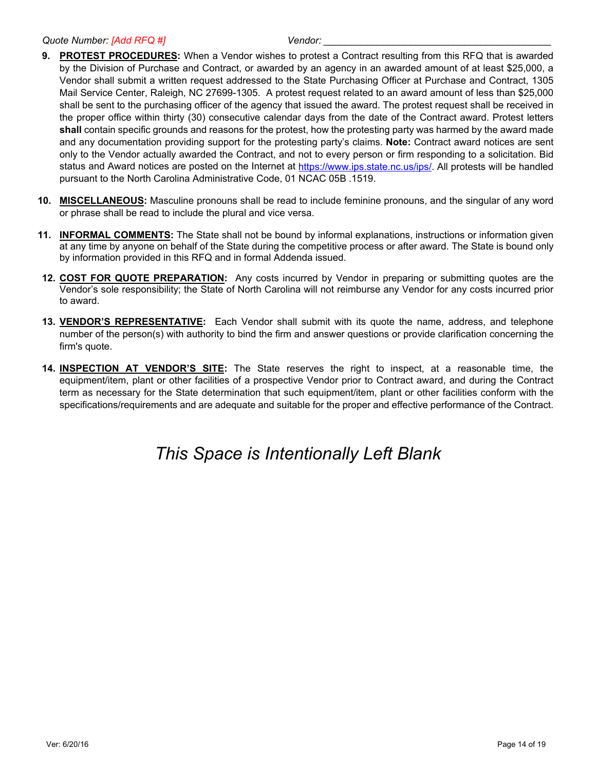9. **PROTEST PROCEDURES:** When a Vendor wishes to protest a Contract resulting from this RFQ that is awarded by the Division of Purchase and Contract, or awarded by an agency in an awarded amount of at least $25,000, a Vendor shall submit a written request addressed to the State Purchasing Officer at Purchase and Contract, 1305 Mail Service Center, Raleigh, NC 27699-1305. A protest request related to an award amount of less than $25,000 shall be sent to the purchasing officer of the agency that issued the award. The protest request shall be received in the proper office within thirty (30) consecutive calendar days from the date of the Contract award. Protest letters **shall** contain specific grounds and reasons for the protest, how the protesting party was harmed by the award made and any documentation providing support for the protesting party's claims. **Note:** Contract award notices are sent only to the Vendor actually awarded the Contract, and not to every person or firm responding to a solicitation. Bid status and Award notices are posted on the Internet at https://www.ips.state.nc.us/ips/. All protests will be handled pursuant to the North Carolina Administrative Code, 01 NCAC 05B .1519.

10. **MISCELLANEOUS:** Masculine pronouns shall be read to include feminine pronouns, and the singular of any word or phrase shall be read to include the plural and vice versa.

11. **INFORMAL COMMENTS:** The State shall not be bound by informal explanations, instructions or information given at any time by anyone on behalf of the State during the competitive process or after award. The State is bound only by information provided in this RFQ and in formal Addenda issued.

12. **COST FOR QUOTE PREPARATION:** Any costs incurred by Vendor in preparing or submitting quotes are the Vendor's sole responsibility; the State of North Carolina will not reimburse any Vendor for any costs incurred prior to award.

13. **VENDOR'S REPRESENTATIVE:** Each Vendor shall submit with its quote the name, address, and telephone number of the person(s) with authority to bind the firm and answer questions or provide clarification concerning the firm's quote.

14. **INSPECTION AT VENDOR'S SITE:** The State reserves the right to inspect, at a reasonable time, the equipment/item, plant or other facilities of a prospective Vendor prior to Contract award, and during the Contract term as necessary for the State determination that such equipment/item, plant or other facilities conform with the specifications/requirements and are adequate and suitable for the proper and effective performance of the Contract.

*This Space is Intentionally Left Blank*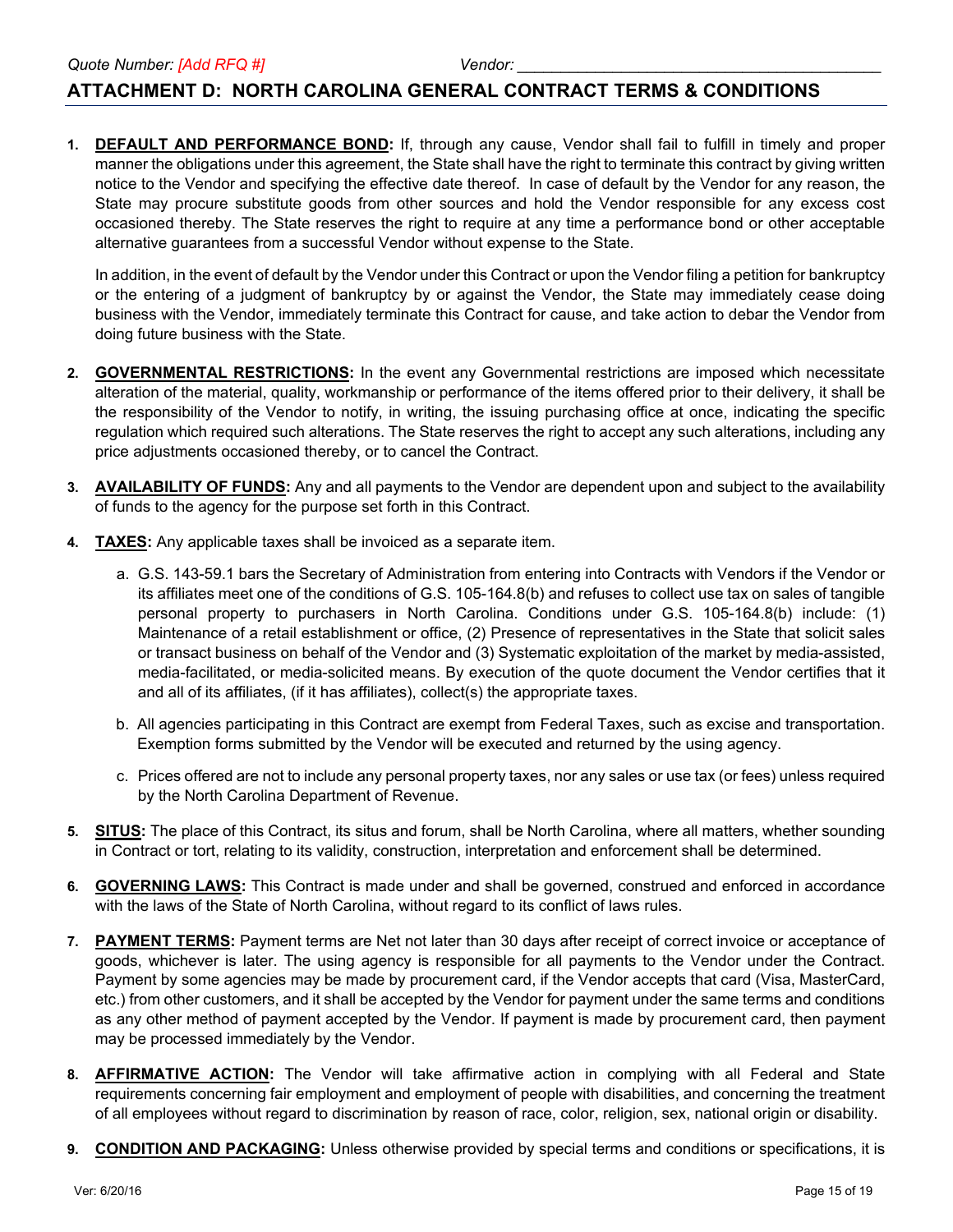Quote Number: [Add RFQ #] Vendor: ___________________________________________

## ATTACHMENT D: NORTH CAROLINA GENERAL CONTRACT TERMS & CONDITIONS

1. **DEFAULT AND PERFORMANCE BOND:** If, through any cause, Vendor shall fail to fulfill in timely and proper manner the obligations under this agreement, the State shall have the right to terminate this contract by giving written notice to the Vendor and specifying the effective date thereof. In case of default by the Vendor for any reason, the State may procure substitute goods from other sources and hold the Vendor responsible for any excess cost occasioned thereby. The State reserves the right to require at any time a performance bond or other acceptable alternative guarantees from a successful Vendor without expense to the State.

   In addition, in the event of default by the Vendor under this Contract or upon the Vendor filing a petition for bankruptcy or the entering of a judgment of bankruptcy by or against the Vendor, the State may immediately cease doing business with the Vendor, immediately terminate this Contract for cause, and take action to debar the Vendor from doing future business with the State.

2. **GOVERNMENTAL RESTRICTIONS:** In the event any Governmental restrictions are imposed which necessitate alteration of the material, quality, workmanship or performance of the items offered prior to their delivery, it shall be the responsibility of the Vendor to notify, in writing, the issuing purchasing office at once, indicating the specific regulation which required such alterations. The State reserves the right to accept any such alterations, including any price adjustments occasioned thereby, or to cancel the Contract.

3. **AVAILABILITY OF FUNDS:** Any and all payments to the Vendor are dependent upon and subject to the availability of funds to the agency for the purpose set forth in this Contract.

4. **TAXES:** Any applicable taxes shall be invoiced as a separate item.

   a. G.S. 143-59.1 bars the Secretary of Administration from entering into Contracts with Vendors if the Vendor or its affiliates meet one of the conditions of G.S. 105-164.8(b) and refuses to collect use tax on sales of tangible personal property to purchasers in North Carolina. Conditions under G.S. 105-164.8(b) include: (1) Maintenance of a retail establishment or office, (2) Presence of representatives in the State that solicit sales or transact business on behalf of the Vendor and (3) Systematic exploitation of the market by media-assisted, media-facilitated, or media-solicited means. By execution of the quote document the Vendor certifies that it and all of its affiliates, (if it has affiliates), collect(s) the appropriate taxes.

   b. All agencies participating in this Contract are exempt from Federal Taxes, such as excise and transportation. Exemption forms submitted by the Vendor will be executed and returned by the using agency.

   c. Prices offered are not to include any personal property taxes, nor any sales or use tax (or fees) unless required by the North Carolina Department of Revenue.

5. **SITUS:** The place of this Contract, its situs and forum, shall be North Carolina, where all matters, whether sounding in Contract or tort, relating to its validity, construction, interpretation and enforcement shall be determined.

6. **GOVERNING LAWS:** This Contract is made under and shall be governed, construed and enforced in accordance with the laws of the State of North Carolina, without regard to its conflict of laws rules.

7. **PAYMENT TERMS:** Payment terms are Net not later than 30 days after receipt of correct invoice or acceptance of goods, whichever is later. The using agency is responsible for all payments to the Vendor under the Contract. Payment by some agencies may be made by procurement card, if the Vendor accepts that card (Visa, MasterCard, etc.) from other customers, and it shall be accepted by the Vendor for payment under the same terms and conditions as any other method of payment accepted by the Vendor. If payment is made by procurement card, then payment may be processed immediately by the Vendor.

8. **AFFIRMATIVE ACTION:** The Vendor will take affirmative action in complying with all Federal and State requirements concerning fair employment and employment of people with disabilities, and concerning the treatment of all employees without regard to discrimination by reason of race, color, religion, sex, national origin or disability.

9. **CONDITION AND PACKAGING:** Unless otherwise provided by special terms and conditions or specifications, it is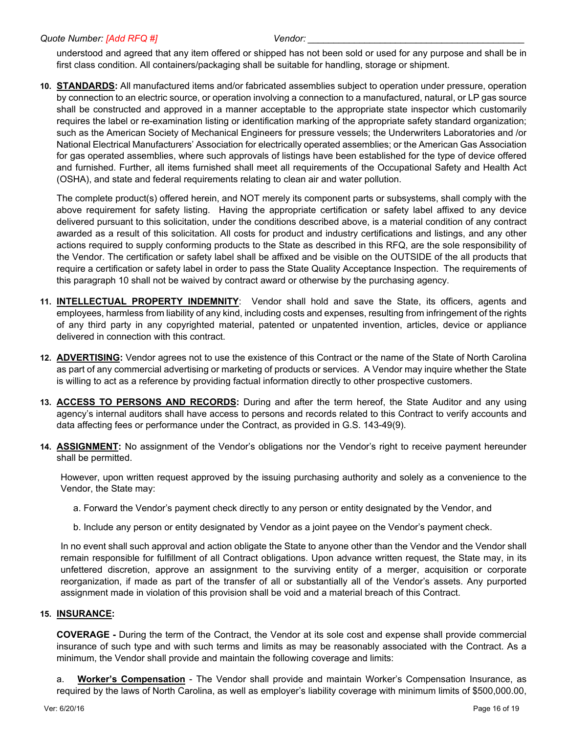understood and agreed that any item offered or shipped has not been sold or used for any purpose and shall be in first class condition. All containers/packaging shall be suitable for handling, storage or shipment.

10. **STANDARDS:** All manufactured items and/or fabricated assemblies subject to operation under pressure, operation by connection to an electric source, or operation involving a connection to a manufactured, natural, or LP gas source shall be constructed and approved in a manner acceptable to the appropriate state inspector which customarily requires the label or re-examination listing or identification marking of the appropriate safety standard organization; such as the American Society of Mechanical Engineers for pressure vessels; the Underwriters Laboratories and /or National Electrical Manufacturers' Association for electrically operated assemblies; or the American Gas Association for gas operated assemblies, where such approvals of listings have been established for the type of device offered and furnished. Further, all items furnished shall meet all requirements of the Occupational Safety and Health Act (OSHA), and state and federal requirements relating to clean air and water pollution.

    The complete product(s) offered herein, and NOT merely its component parts or subsystems, shall comply with the above requirement for safety listing. Having the appropriate certification or safety label affixed to any device delivered pursuant to this solicitation, under the conditions described above, is a material condition of any contract awarded as a result of this solicitation. All costs for product and industry certifications and listings, and any other actions required to supply conforming products to the State as described in this RFQ, are the sole responsibility of the Vendor. The certification or safety label shall be affixed and be visible on the OUTSIDE of the all products that require a certification or safety label in order to pass the State Quality Acceptance Inspection. The requirements of this paragraph 10 shall not be waived by contract award or otherwise by the purchasing agency.

11. **INTELLECTUAL PROPERTY INDEMNITY**: Vendor shall hold and save the State, its officers, agents and employees, harmless from liability of any kind, including costs and expenses, resulting from infringement of the rights of any third party in any copyrighted material, patented or unpatented invention, articles, device or appliance delivered in connection with this contract.

12. **ADVERTISING:** Vendor agrees not to use the existence of this Contract or the name of the State of North Carolina as part of any commercial advertising or marketing of products or services. A Vendor may inquire whether the State is willing to act as a reference by providing factual information directly to other prospective customers.

13. **ACCESS TO PERSONS AND RECORDS:** During and after the term hereof, the State Auditor and any using agency's internal auditors shall have access to persons and records related to this Contract to verify accounts and data affecting fees or performance under the Contract, as provided in G.S. 143-49(9).

14. **ASSIGNMENT:** No assignment of the Vendor's obligations nor the Vendor's right to receive payment hereunder shall be permitted.

    However, upon written request approved by the issuing purchasing authority and solely as a convenience to the Vendor, the State may:

    a. Forward the Vendor's payment check directly to any person or entity designated by the Vendor, and

    b. Include any person or entity designated by Vendor as a joint payee on the Vendor's payment check.

    In no event shall such approval and action obligate the State to anyone other than the Vendor and the Vendor shall remain responsible for fulfillment of all Contract obligations. Upon advance written request, the State may, in its unfettered discretion, approve an assignment to the surviving entity of a merger, acquisition or corporate reorganization, if made as part of the transfer of all or substantially all of the Vendor's assets. Any purported assignment made in violation of this provision shall be void and a material breach of this Contract.

15. **INSURANCE:**

    **COVERAGE -** During the term of the Contract, the Vendor at its sole cost and expense shall provide commercial insurance of such type and with such terms and limits as may be reasonably associated with the Contract. As a minimum, the Vendor shall provide and maintain the following coverage and limits:

    a. **Worker's Compensation** - The Vendor shall provide and maintain Worker's Compensation Insurance, as required by the laws of North Carolina, as well as employer's liability coverage with minimum limits of $500,000.00,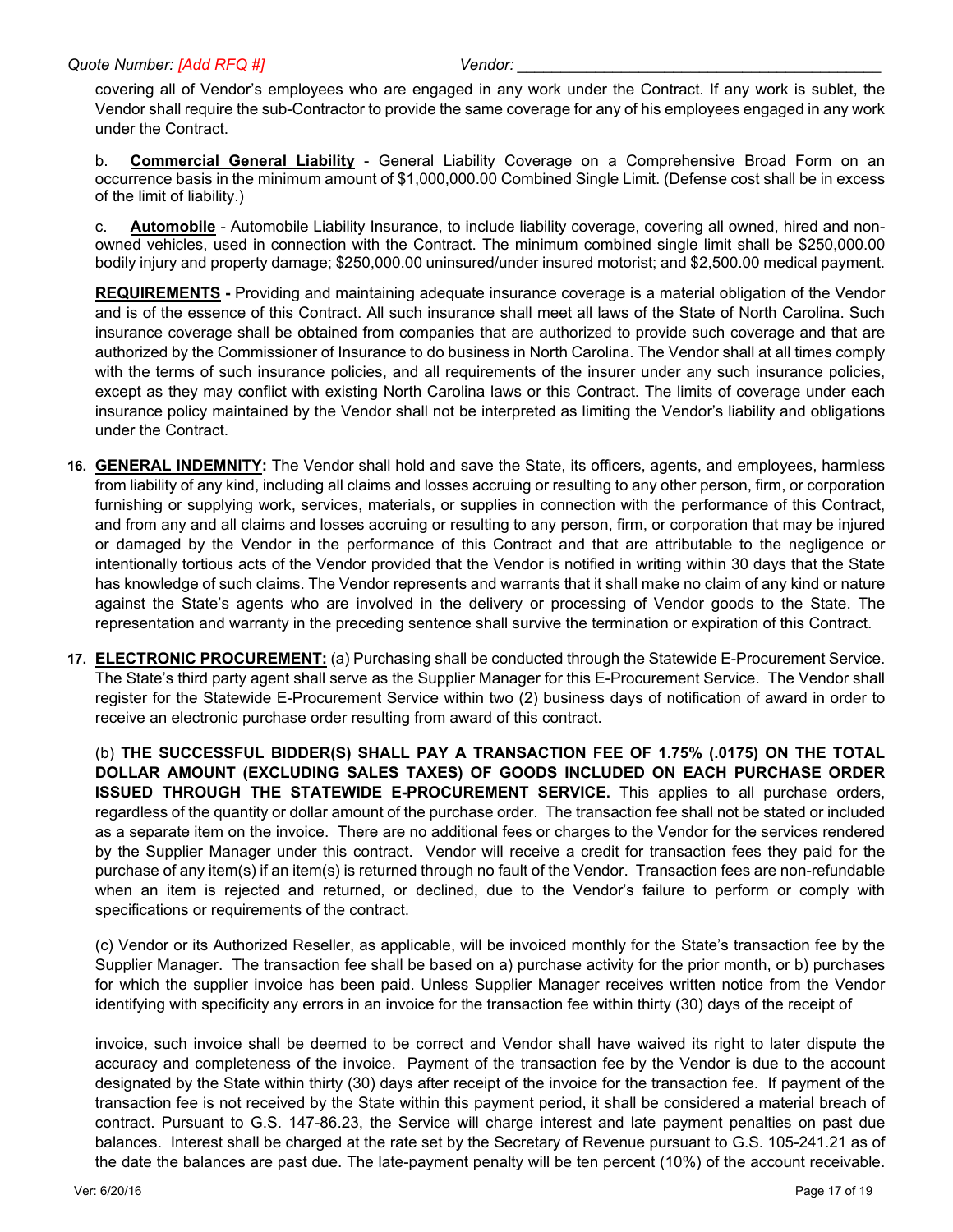covering all of Vendor's employees who are engaged in any work under the Contract. If any work is sublet, the Vendor shall require the sub-Contractor to provide the same coverage for any of his employees engaged in any work under the Contract.

b. **Commercial General Liability** - General Liability Coverage on a Comprehensive Broad Form on an occurrence basis in the minimum amount of $1,000,000.00 Combined Single Limit. (Defense cost shall be in excess of the limit of liability.)

c. **Automobile** - Automobile Liability Insurance, to include liability coverage, covering all owned, hired and non-owned vehicles, used in connection with the Contract. The minimum combined single limit shall be $250,000.00 bodily injury and property damage; $250,000.00 uninsured/under insured motorist; and $2,500.00 medical payment.

**REQUIREMENTS -** Providing and maintaining adequate insurance coverage is a material obligation of the Vendor and is of the essence of this Contract. All such insurance shall meet all laws of the State of North Carolina. Such insurance coverage shall be obtained from companies that are authorized to provide such coverage and that are authorized by the Commissioner of Insurance to do business in North Carolina. The Vendor shall at all times comply with the terms of such insurance policies, and all requirements of the insurer under any such insurance policies, except as they may conflict with existing North Carolina laws or this Contract. The limits of coverage under each insurance policy maintained by the Vendor shall not be interpreted as limiting the Vendor's liability and obligations under the Contract.

16. **GENERAL INDEMNITY:** The Vendor shall hold and save the State, its officers, agents, and employees, harmless from liability of any kind, including all claims and losses accruing or resulting to any other person, firm, or corporation furnishing or supplying work, services, materials, or supplies in connection with the performance of this Contract, and from any and all claims and losses accruing or resulting to any person, firm, or corporation that may be injured or damaged by the Vendor in the performance of this Contract and that are attributable to the negligence or intentionally tortious acts of the Vendor provided that the Vendor is notified in writing within 30 days that the State has knowledge of such claims. The Vendor represents and warrants that it shall make no claim of any kind or nature against the State's agents who are involved in the delivery or processing of Vendor goods to the State. The representation and warranty in the preceding sentence shall survive the termination or expiration of this Contract.

17. **ELECTRONIC PROCUREMENT:** (a) Purchasing shall be conducted through the Statewide E-Procurement Service. The State's third party agent shall serve as the Supplier Manager for this E-Procurement Service. The Vendor shall register for the Statewide E-Procurement Service within two (2) business days of notification of award in order to receive an electronic purchase order resulting from award of this contract.

(b) **THE SUCCESSFUL BIDDER(S) SHALL PAY A TRANSACTION FEE OF 1.75% (.0175) ON THE TOTAL DOLLAR AMOUNT (EXCLUDING SALES TAXES) OF GOODS INCLUDED ON EACH PURCHASE ORDER ISSUED THROUGH THE STATEWIDE E-PROCUREMENT SERVICE.** This applies to all purchase orders, regardless of the quantity or dollar amount of the purchase order. The transaction fee shall not be stated or included as a separate item on the invoice. There are no additional fees or charges to the Vendor for the services rendered by the Supplier Manager under this contract. Vendor will receive a credit for transaction fees they paid for the purchase of any item(s) if an item(s) is returned through no fault of the Vendor. Transaction fees are non-refundable when an item is rejected and returned, or declined, due to the Vendor's failure to perform or comply with specifications or requirements of the contract.

(c) Vendor or its Authorized Reseller, as applicable, will be invoiced monthly for the State's transaction fee by the Supplier Manager. The transaction fee shall be based on a) purchase activity for the prior month, or b) purchases for which the supplier invoice has been paid. Unless Supplier Manager receives written notice from the Vendor identifying with specificity any errors in an invoice for the transaction fee within thirty (30) days of the receipt of

invoice, such invoice shall be deemed to be correct and Vendor shall have waived its right to later dispute the accuracy and completeness of the invoice. Payment of the transaction fee by the Vendor is due to the account designated by the State within thirty (30) days after receipt of the invoice for the transaction fee. If payment of the transaction fee is not received by the State within this payment period, it shall be considered a material breach of contract. Pursuant to G.S. 147-86.23, the Service will charge interest and late payment penalties on past due balances. Interest shall be charged at the rate set by the Secretary of Revenue pursuant to G.S. 105-241.21 as of the date the balances are past due. The late-payment penalty will be ten percent (10%) of the account receivable.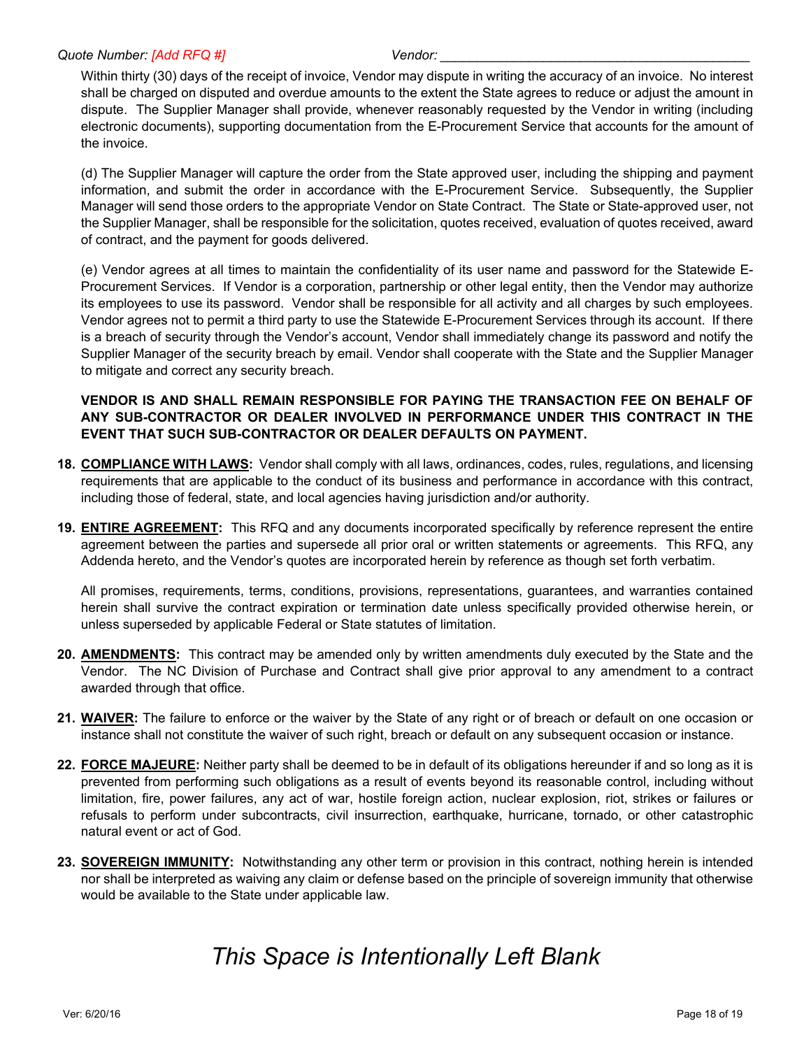Within thirty (30) days of the receipt of invoice, Vendor may dispute in writing the accuracy of an invoice. No interest shall be charged on disputed and overdue amounts to the extent the State agrees to reduce or adjust the amount in dispute. The Supplier Manager shall provide, whenever reasonably requested by the Vendor in writing (including electronic documents), supporting documentation from the E-Procurement Service that accounts for the amount of the invoice.

(d) The Supplier Manager will capture the order from the State approved user, including the shipping and payment information, and submit the order in accordance with the E-Procurement Service. Subsequently, the Supplier Manager will send those orders to the appropriate Vendor on State Contract. The State or State-approved user, not the Supplier Manager, shall be responsible for the solicitation, quotes received, evaluation of quotes received, award of contract, and the payment for goods delivered.

(e) Vendor agrees at all times to maintain the confidentiality of its user name and password for the Statewide E-Procurement Services. If Vendor is a corporation, partnership or other legal entity, then the Vendor may authorize its employees to use its password. Vendor shall be responsible for all activity and all charges by such employees. Vendor agrees not to permit a third party to use the Statewide E-Procurement Services through its account. If there is a breach of security through the Vendor's account, Vendor shall immediately change its password and notify the Supplier Manager of the security breach by email. Vendor shall cooperate with the State and the Supplier Manager to mitigate and correct any security breach.

**VENDOR IS AND SHALL REMAIN RESPONSIBLE FOR PAYING THE TRANSACTION FEE ON BEHALF OF ANY SUB-CONTRACTOR OR DEALER INVOLVED IN PERFORMANCE UNDER THIS CONTRACT IN THE EVENT THAT SUCH SUB-CONTRACTOR OR DEALER DEFAULTS ON PAYMENT.**

18. **COMPLIANCE WITH LAWS:** Vendor shall comply with all laws, ordinances, codes, rules, regulations, and licensing requirements that are applicable to the conduct of its business and performance in accordance with this contract, including those of federal, state, and local agencies having jurisdiction and/or authority.

19. **ENTIRE AGREEMENT:** This RFQ and any documents incorporated specifically by reference represent the entire agreement between the parties and supersede all prior oral or written statements or agreements. This RFQ, any Addenda hereto, and the Vendor's quotes are incorporated herein by reference as though set forth verbatim.

    All promises, requirements, terms, conditions, provisions, representations, guarantees, and warranties contained herein shall survive the contract expiration or termination date unless specifically provided otherwise herein, or unless superseded by applicable Federal or State statutes of limitation.

20. **AMENDMENTS:** This contract may be amended only by written amendments duly executed by the State and the Vendor. The NC Division of Purchase and Contract shall give prior approval to any amendment to a contract awarded through that office.

21. **WAIVER:** The failure to enforce or the waiver by the State of any right or of breach or default on one occasion or instance shall not constitute the waiver of such right, breach or default on any subsequent occasion or instance.

22. **FORCE MAJEURE:** Neither party shall be deemed to be in default of its obligations hereunder if and so long as it is prevented from performing such obligations as a result of events beyond its reasonable control, including without limitation, fire, power failures, any act of war, hostile foreign action, nuclear explosion, riot, strikes or failures or refusals to perform under subcontracts, civil insurrection, earthquake, hurricane, tornado, or other catastrophic natural event or act of God.

23. **SOVEREIGN IMMUNITY:** Notwithstanding any other term or provision in this contract, nothing herein is intended nor shall be interpreted as waiving any claim or defense based on the principle of sovereign immunity that otherwise would be available to the State under applicable law.

*This Space is Intentionally Left Blank*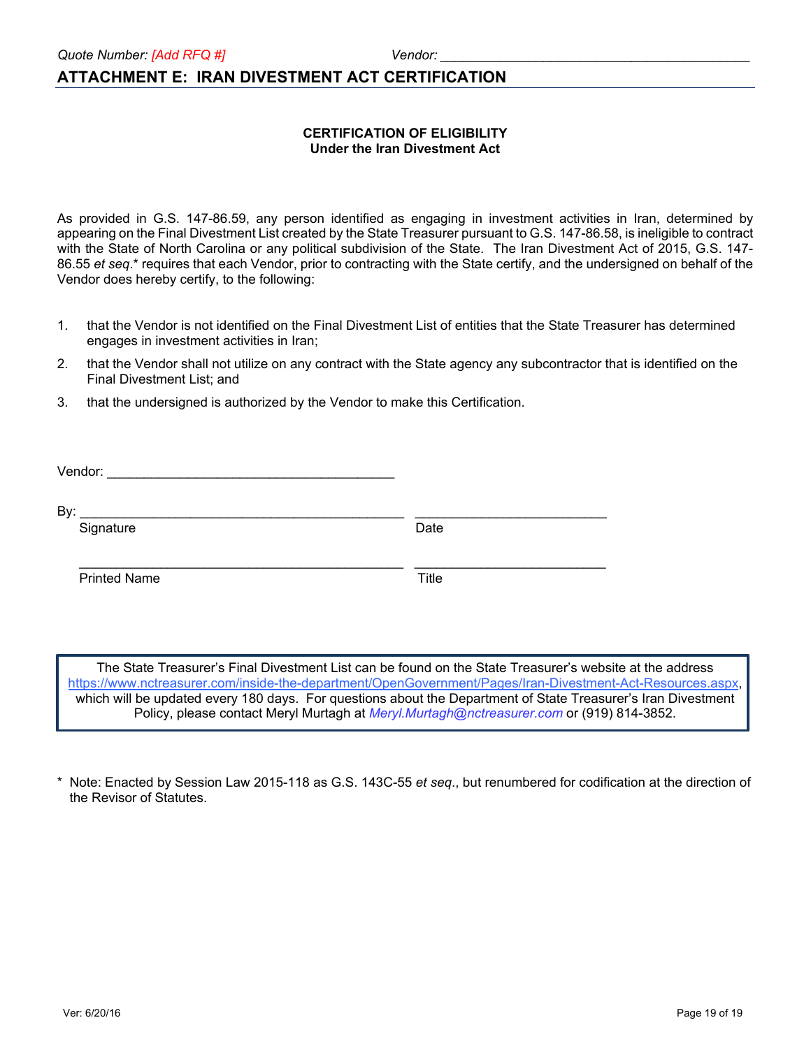Quote Number: [Add RFQ #] Vendor: ___________________________________________

## ATTACHMENT E: IRAN DIVESTMENT ACT CERTIFICATION

**CERTIFICATION OF ELIGIBILITY**
**Under the Iran Divestment Act**

As provided in G.S. 147-86.59, any person identified as engaging in investment activities in Iran, determined by appearing on the Final Divestment List created by the State Treasurer pursuant to G.S. 147-86.58, is ineligible to contract with the State of North Carolina or any political subdivision of the State. The Iran Divestment Act of 2015, G.S. 147-86.55 *et seq*.* requires that each Vendor, prior to contracting with the State certify, and the undersigned on behalf of the Vendor does hereby certify, to the following:

1. that the Vendor is not identified on the Final Divestment List of entities that the State Treasurer has determined engages in investment activities in Iran;
2. that the Vendor shall not utilize on any contract with the State agency any subcontractor that is identified on the Final Divestment List; and
3. that the undersigned is authorized by the Vendor to make this Certification.

Vendor: ______________________________________

By: ____________________________________________ ________________________
Signature Date

____________________________________________ ________________________
Printed Name Title

The State Treasurer's Final Divestment List can be found on the State Treasurer's website at the address https://www.nctreasurer.com/inside-the-department/OpenGovernment/Pages/Iran-Divestment-Act-Resources.aspx, which will be updated every 180 days. For questions about the Department of State Treasurer's Iran Divestment Policy, please contact Meryl Murtagh at *Meryl.Murtagh@nctreasurer.com* or (919) 814-3852.

\* Note: Enacted by Session Law 2015-118 as G.S. 143C-55 *et seq*., but renumbered for codification at the direction of the Revisor of Statutes.

Ver: 6/20/16